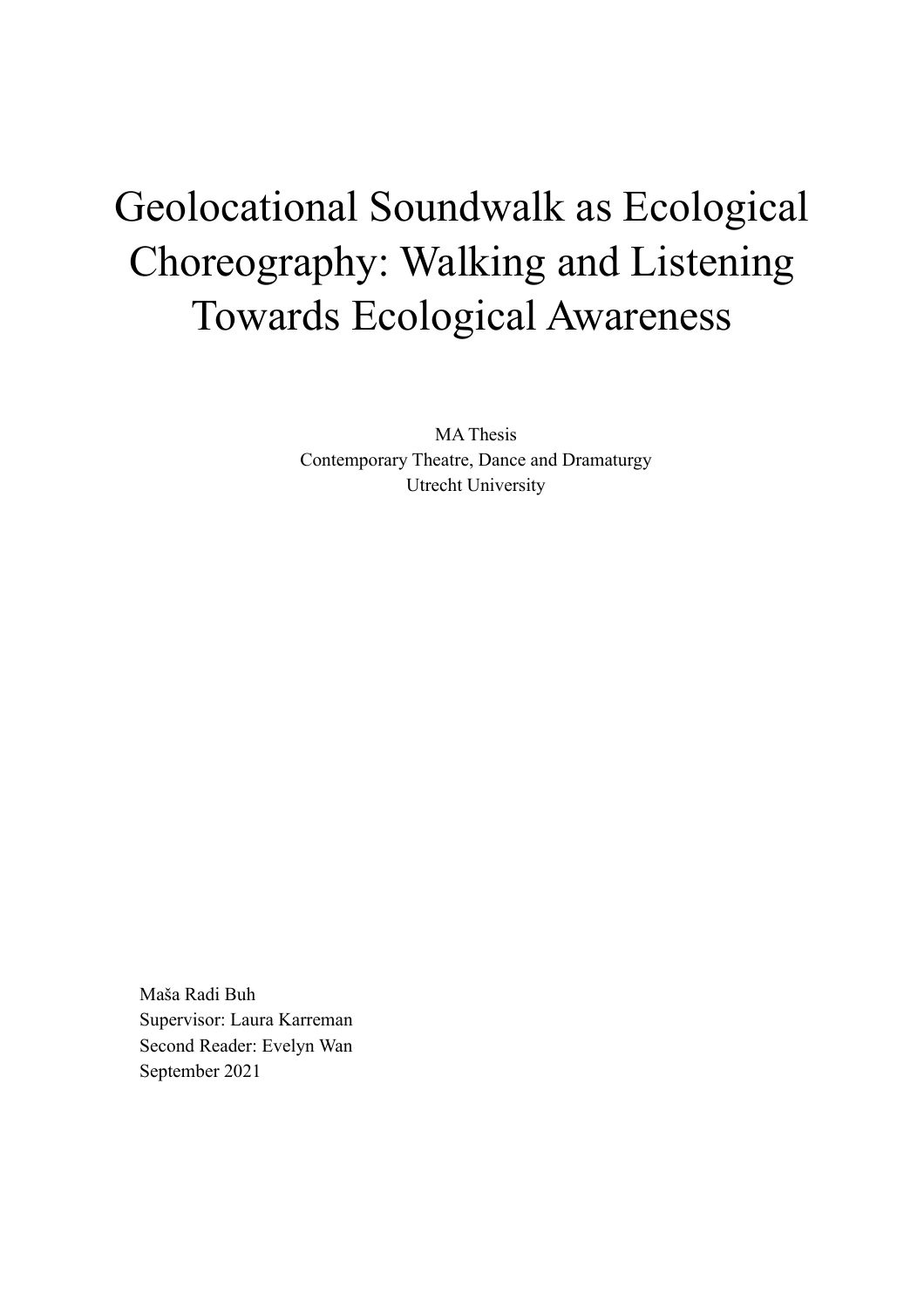# Geolocational Soundwalk as Ecological Choreography: Walking and Listening Towards Ecological Awareness

MA Thesis
Contemporary Theatre, Dance and Dramaturgy
Utrecht University

Maša Radi Buh
Supervisor: Laura Karreman
Second Reader: Evelyn Wan
September 2021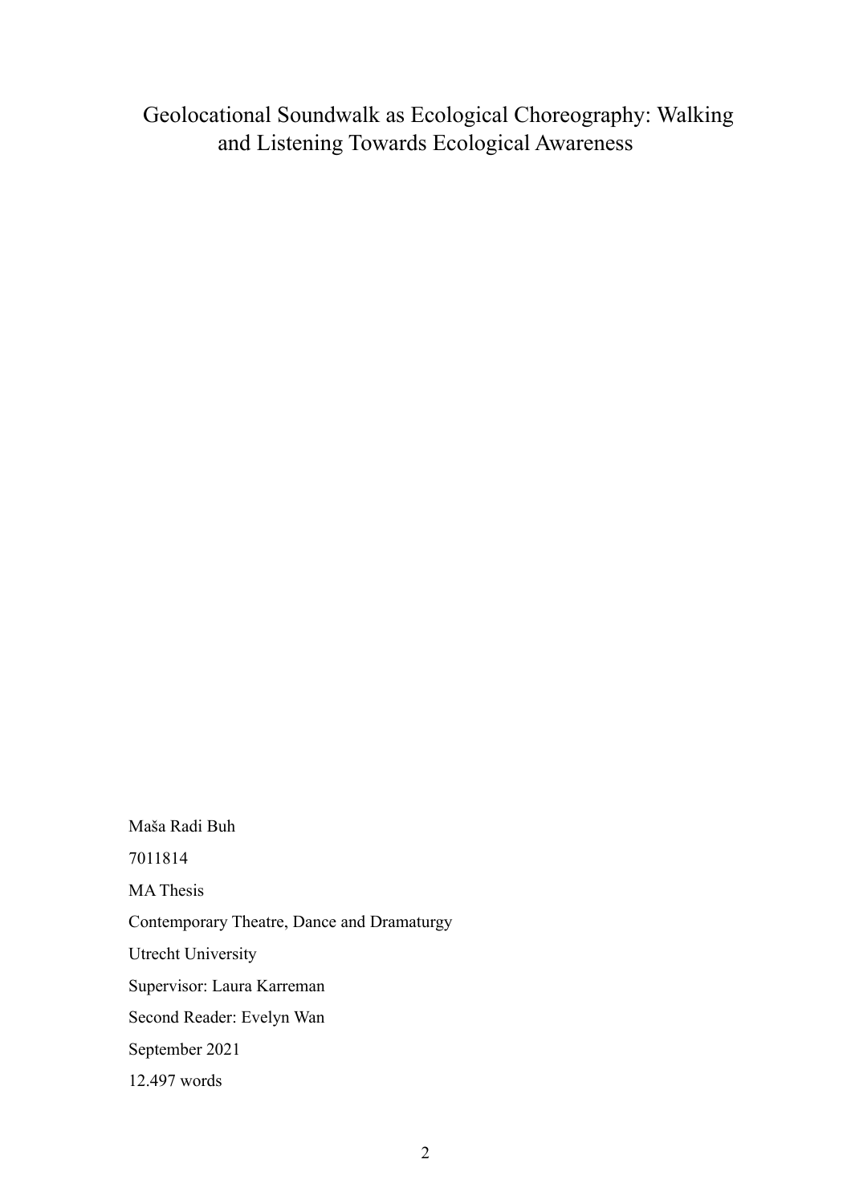# Geolocational Soundwalk as Ecological Choreography: Walking and Listening Towards Ecological Awareness

Maša Radi Buh

7011814

MA Thesis

Contemporary Theatre, Dance and Dramaturgy

Utrecht University

Supervisor: Laura Karreman

Second Reader: Evelyn Wan

September 2021

12.497 words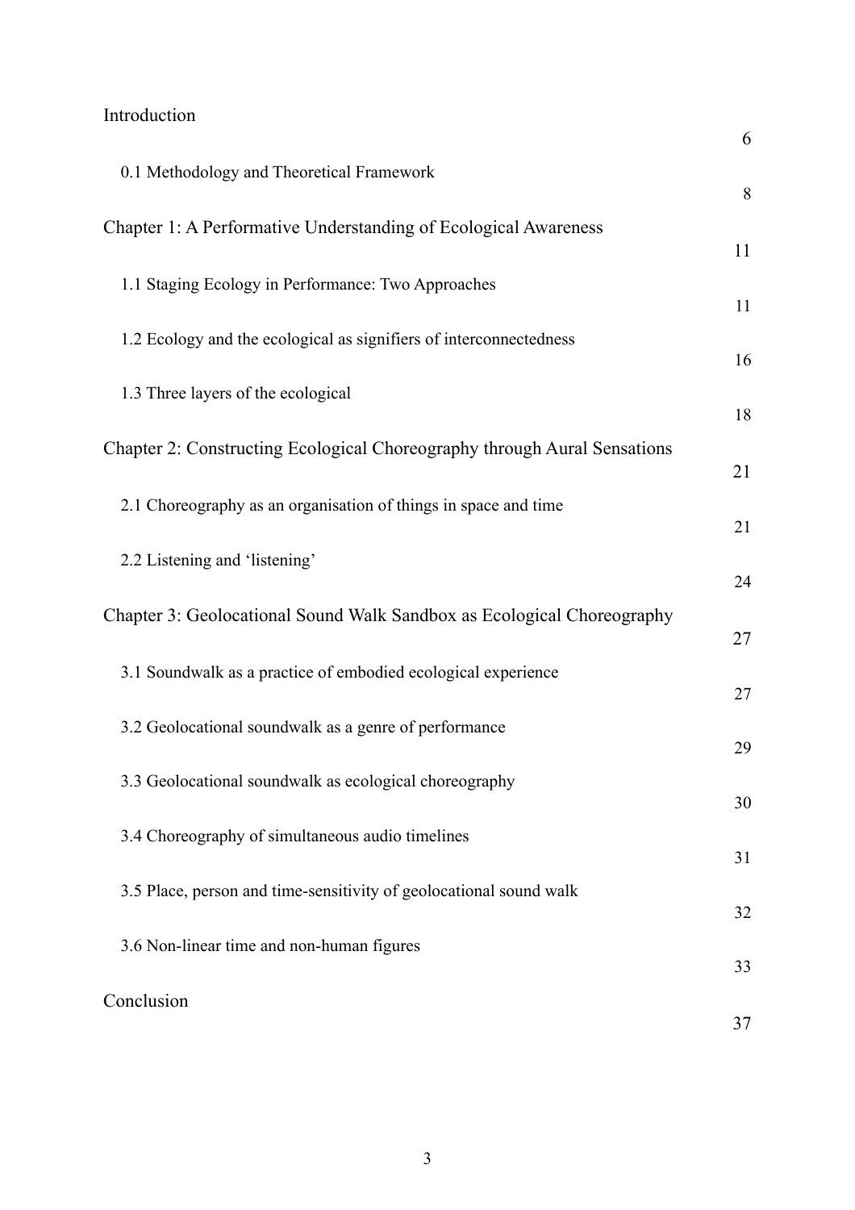| | |
|---|---|
| Introduction | 6 |
| 0.1 Methodology and Theoretical Framework | 8 |
| Chapter 1: A Performative Understanding of Ecological Awareness | 11 |
| 1.1 Staging Ecology in Performance: Two Approaches | 11 |
| 1.2 Ecology and the ecological as signifiers of interconnectedness | 16 |
| 1.3 Three layers of the ecological | 18 |
| Chapter 2: Constructing Ecological Choreography through Aural Sensations | 21 |
| 2.1 Choreography as an organisation of things in space and time | 21 |
| 2.2 Listening and 'listening' | 24 |
| Chapter 3: Geolocational Sound Walk Sandbox as Ecological Choreography | 27 |
| 3.1 Soundwalk as a practice of embodied ecological experience | 27 |
| 3.2 Geolocational soundwalk as a genre of performance | 29 |
| 3.3 Geolocational soundwalk as ecological choreography | 30 |
| 3.4 Choreography of simultaneous audio timelines | 31 |
| 3.5 Place, person and time-sensitivity of geolocational sound walk | 32 |
| 3.6 Non-linear time and non-human figures | 33 |
| Conclusion | 37 |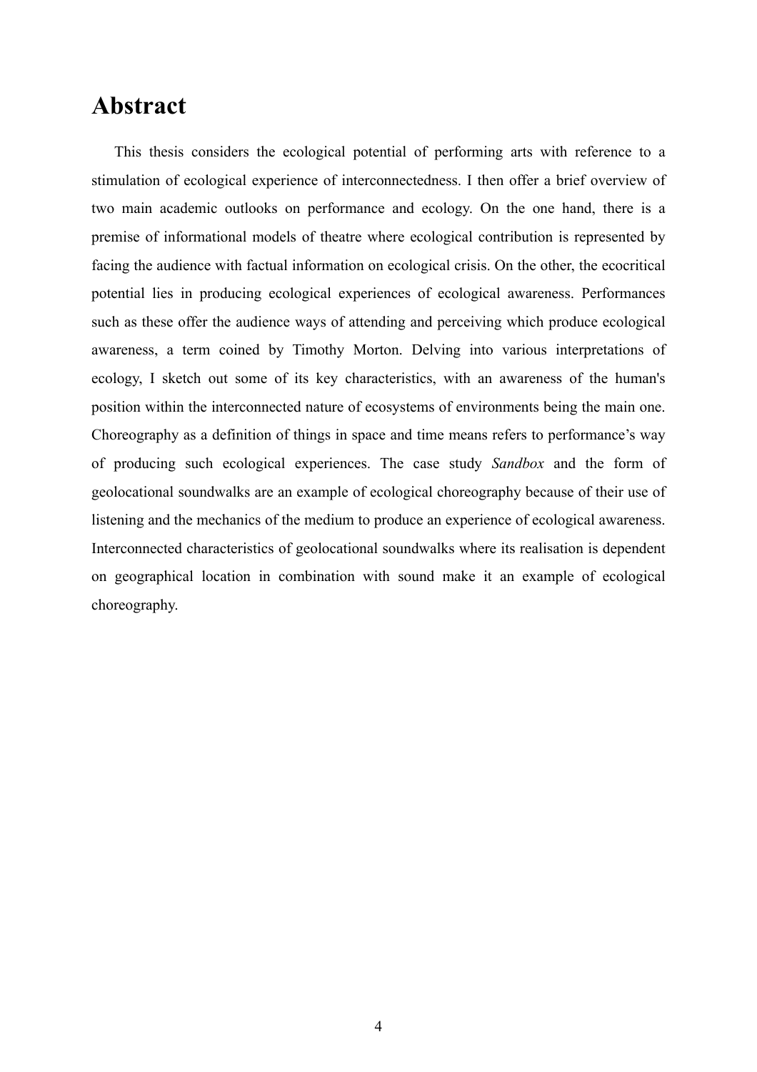# Abstract

This thesis considers the ecological potential of performing arts with reference to a stimulation of ecological experience of interconnectedness. I then offer a brief overview of two main academic outlooks on performance and ecology. On the one hand, there is a premise of informational models of theatre where ecological contribution is represented by facing the audience with factual information on ecological crisis. On the other, the ecocritical potential lies in producing ecological experiences of ecological awareness. Performances such as these offer the audience ways of attending and perceiving which produce ecological awareness, a term coined by Timothy Morton. Delving into various interpretations of ecology, I sketch out some of its key characteristics, with an awareness of the human's position within the interconnected nature of ecosystems of environments being the main one. Choreography as a definition of things in space and time means refers to performance's way of producing such ecological experiences. The case study *Sandbox* and the form of geolocational soundwalks are an example of ecological choreography because of their use of listening and the mechanics of the medium to produce an experience of ecological awareness. Interconnected characteristics of geolocational soundwalks where its realisation is dependent on geographical location in combination with sound make it an example of ecological choreography.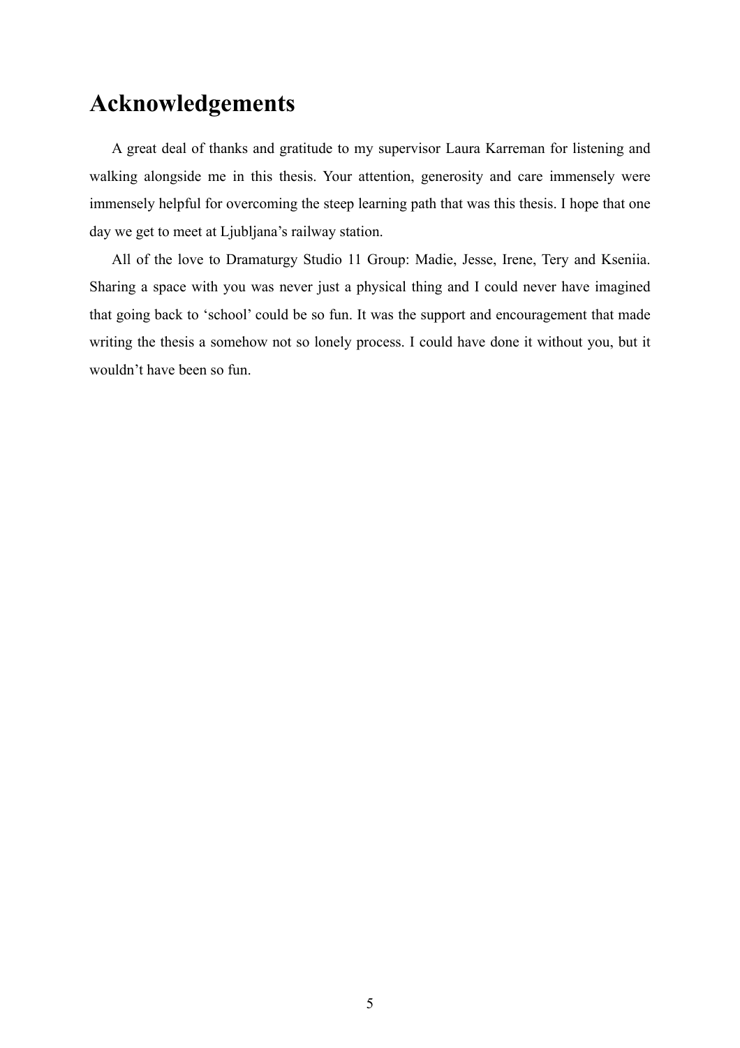# Acknowledgements

A great deal of thanks and gratitude to my supervisor Laura Karreman for listening and walking alongside me in this thesis. Your attention, generosity and care immensely were immensely helpful for overcoming the steep learning path that was this thesis. I hope that one day we get to meet at Ljubljana's railway station.

All of the love to Dramaturgy Studio 11 Group: Madie, Jesse, Irene, Tery and Kseniia. Sharing a space with you was never just a physical thing and I could never have imagined that going back to 'school' could be so fun. It was the support and encouragement that made writing the thesis a somehow not so lonely process. I could have done it without you, but it wouldn't have been so fun.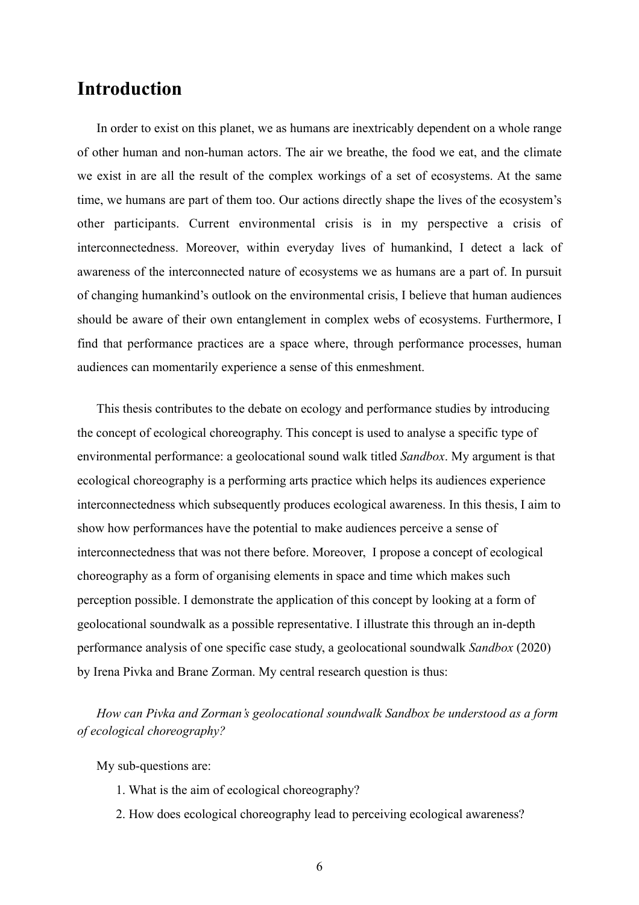# Introduction

In order to exist on this planet, we as humans are inextricably dependent on a whole range of other human and non-human actors. The air we breathe, the food we eat, and the climate we exist in are all the result of the complex workings of a set of ecosystems. At the same time, we humans are part of them too. Our actions directly shape the lives of the ecosystem's other participants. Current environmental crisis is in my perspective a crisis of interconnectedness. Moreover, within everyday lives of humankind, I detect a lack of awareness of the interconnected nature of ecosystems we as humans are a part of. In pursuit of changing humankind's outlook on the environmental crisis, I believe that human audiences should be aware of their own entanglement in complex webs of ecosystems. Furthermore, I find that performance practices are a space where, through performance processes, human audiences can momentarily experience a sense of this enmeshment.

This thesis contributes to the debate on ecology and performance studies by introducing the concept of ecological choreography. This concept is used to analyse a specific type of environmental performance: a geolocational sound walk titled *Sandbox*. My argument is that ecological choreography is a performing arts practice which helps its audiences experience interconnectedness which subsequently produces ecological awareness. In this thesis, I aim to show how performances have the potential to make audiences perceive a sense of interconnectedness that was not there before. Moreover, I propose a concept of ecological choreography as a form of organising elements in space and time which makes such perception possible. I demonstrate the application of this concept by looking at a form of geolocational soundwalk as a possible representative. I illustrate this through an in-depth performance analysis of one specific case study, a geolocational soundwalk *Sandbox* (2020) by Irena Pivka and Brane Zorman. My central research question is thus:

*How can Pivka and Zorman's geolocational soundwalk Sandbox be understood as a form of ecological choreography?*

My sub-questions are:

1. What is the aim of ecological choreography?
2. How does ecological choreography lead to perceiving ecological awareness?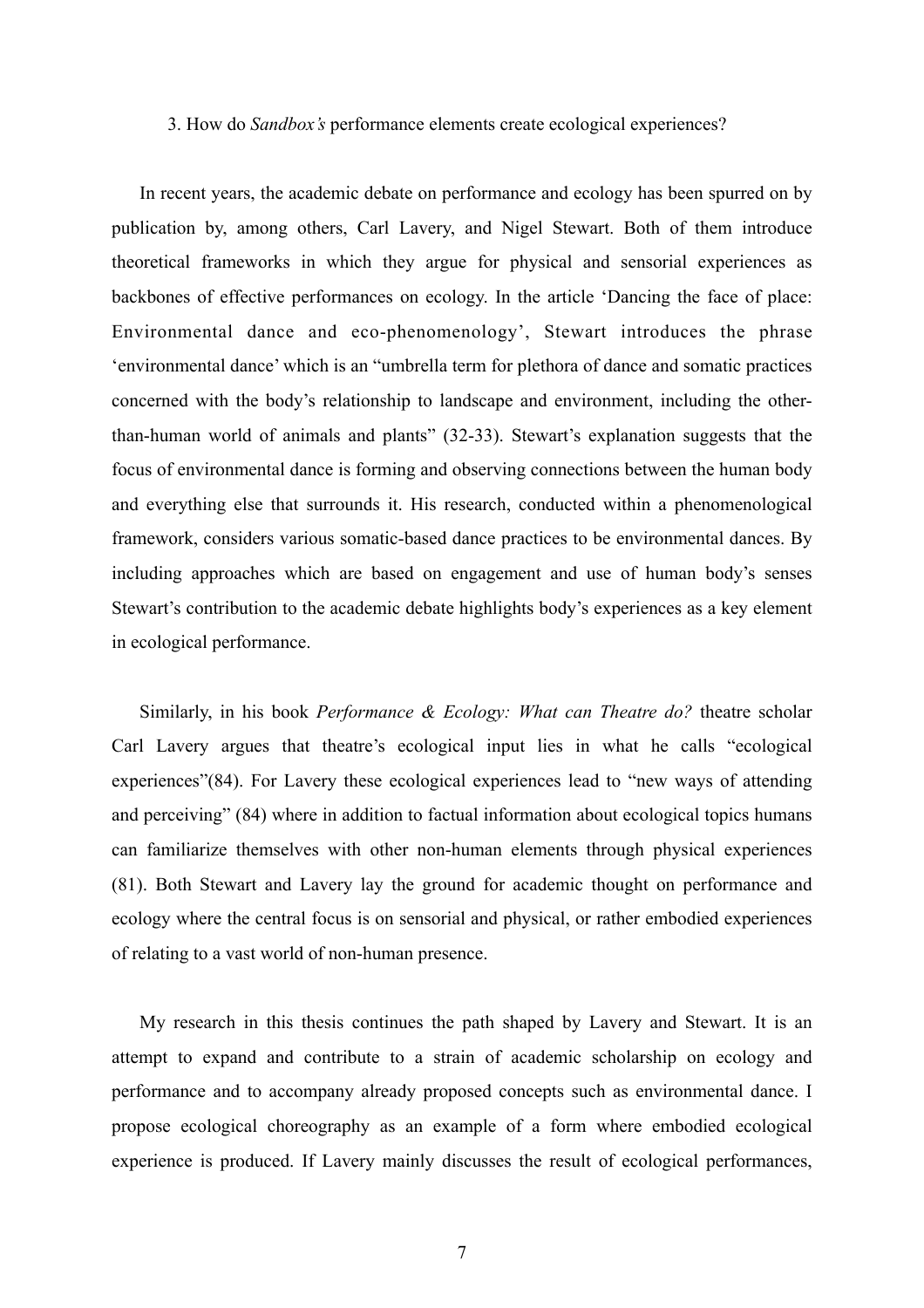3. How do *Sandbox's* performance elements create ecological experiences?

In recent years, the academic debate on performance and ecology has been spurred on by publication by, among others, Carl Lavery, and Nigel Stewart. Both of them introduce theoretical frameworks in which they argue for physical and sensorial experiences as backbones of effective performances on ecology. In the article 'Dancing the face of place: Environmental dance and eco-phenomenology', Stewart introduces the phrase 'environmental dance' which is an "umbrella term for plethora of dance and somatic practices concerned with the body's relationship to landscape and environment, including the other-than-human world of animals and plants" (32-33). Stewart's explanation suggests that the focus of environmental dance is forming and observing connections between the human body and everything else that surrounds it. His research, conducted within a phenomenological framework, considers various somatic-based dance practices to be environmental dances. By including approaches which are based on engagement and use of human body's senses Stewart's contribution to the academic debate highlights body's experiences as a key element in ecological performance.

Similarly, in his book *Performance & Ecology: What can Theatre do?* theatre scholar Carl Lavery argues that theatre's ecological input lies in what he calls "ecological experiences"(84). For Lavery these ecological experiences lead to "new ways of attending and perceiving" (84) where in addition to factual information about ecological topics humans can familiarize themselves with other non-human elements through physical experiences (81). Both Stewart and Lavery lay the ground for academic thought on performance and ecology where the central focus is on sensorial and physical, or rather embodied experiences of relating to a vast world of non-human presence.

My research in this thesis continues the path shaped by Lavery and Stewart. It is an attempt to expand and contribute to a strain of academic scholarship on ecology and performance and to accompany already proposed concepts such as environmental dance. I propose ecological choreography as an example of a form where embodied ecological experience is produced. If Lavery mainly discusses the result of ecological performances,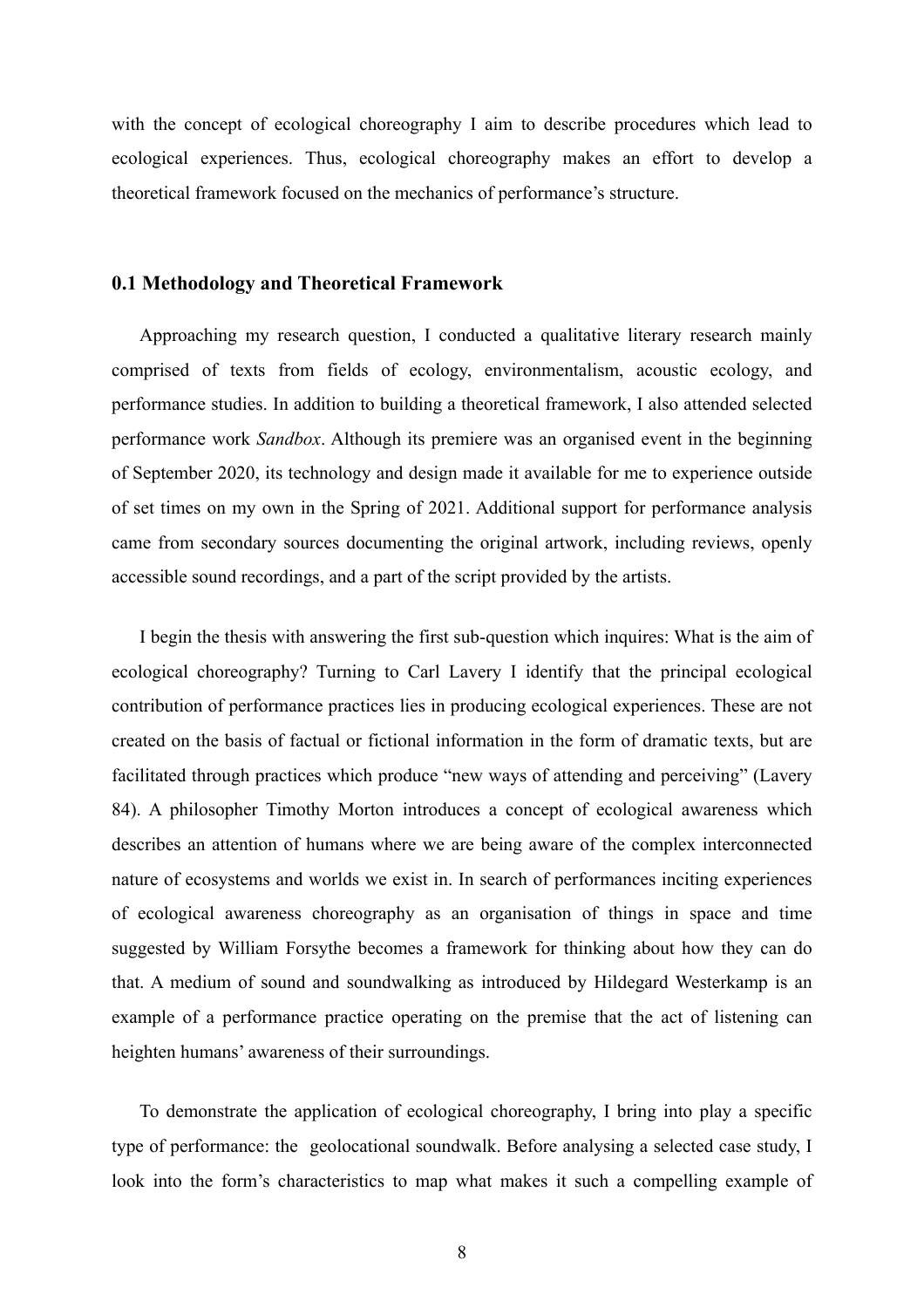with the concept of ecological choreography I aim to describe procedures which lead to ecological experiences. Thus, ecological choreography makes an effort to develop a theoretical framework focused on the mechanics of performance's structure.

### 0.1 Methodology and Theoretical Framework

Approaching my research question, I conducted a qualitative literary research mainly comprised of texts from fields of ecology, environmentalism, acoustic ecology, and performance studies. In addition to building a theoretical framework, I also attended selected performance work *Sandbox*. Although its premiere was an organised event in the beginning of September 2020, its technology and design made it available for me to experience outside of set times on my own in the Spring of 2021. Additional support for performance analysis came from secondary sources documenting the original artwork, including reviews, openly accessible sound recordings, and a part of the script provided by the artists.

I begin the thesis with answering the first sub-question which inquires: What is the aim of ecological choreography? Turning to Carl Lavery I identify that the principal ecological contribution of performance practices lies in producing ecological experiences. These are not created on the basis of factual or fictional information in the form of dramatic texts, but are facilitated through practices which produce "new ways of attending and perceiving" (Lavery 84). A philosopher Timothy Morton introduces a concept of ecological awareness which describes an attention of humans where we are being aware of the complex interconnected nature of ecosystems and worlds we exist in. In search of performances inciting experiences of ecological awareness choreography as an organisation of things in space and time suggested by William Forsythe becomes a framework for thinking about how they can do that. A medium of sound and soundwalking as introduced by Hildegard Westerkamp is an example of a performance practice operating on the premise that the act of listening can heighten humans' awareness of their surroundings.

To demonstrate the application of ecological choreography, I bring into play a specific type of performance: the geolocational soundwalk. Before analysing a selected case study, I look into the form's characteristics to map what makes it such a compelling example of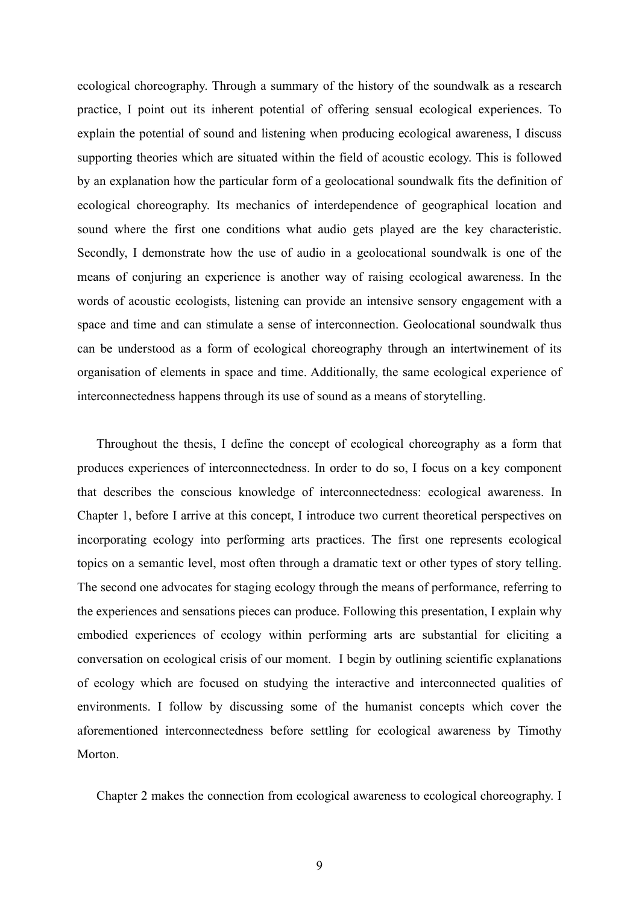ecological choreography. Through a summary of the history of the soundwalk as a research practice, I point out its inherent potential of offering sensual ecological experiences. To explain the potential of sound and listening when producing ecological awareness, I discuss supporting theories which are situated within the field of acoustic ecology. This is followed by an explanation how the particular form of a geolocational soundwalk fits the definition of ecological choreography. Its mechanics of interdependence of geographical location and sound where the first one conditions what audio gets played are the key characteristic. Secondly, I demonstrate how the use of audio in a geolocational soundwalk is one of the means of conjuring an experience is another way of raising ecological awareness. In the words of acoustic ecologists, listening can provide an intensive sensory engagement with a space and time and can stimulate a sense of interconnection. Geolocational soundwalk thus can be understood as a form of ecological choreography through an intertwinement of its organisation of elements in space and time. Additionally, the same ecological experience of interconnectedness happens through its use of sound as a means of storytelling.

Throughout the thesis, I define the concept of ecological choreography as a form that produces experiences of interconnectedness. In order to do so, I focus on a key component that describes the conscious knowledge of interconnectedness: ecological awareness. In Chapter 1, before I arrive at this concept, I introduce two current theoretical perspectives on incorporating ecology into performing arts practices. The first one represents ecological topics on a semantic level, most often through a dramatic text or other types of story telling. The second one advocates for staging ecology through the means of performance, referring to the experiences and sensations pieces can produce. Following this presentation, I explain why embodied experiences of ecology within performing arts are substantial for eliciting a conversation on ecological crisis of our moment. I begin by outlining scientific explanations of ecology which are focused on studying the interactive and interconnected qualities of environments. I follow by discussing some of the humanist concepts which cover the aforementioned interconnectedness before settling for ecological awareness by Timothy Morton.

Chapter 2 makes the connection from ecological awareness to ecological choreography. I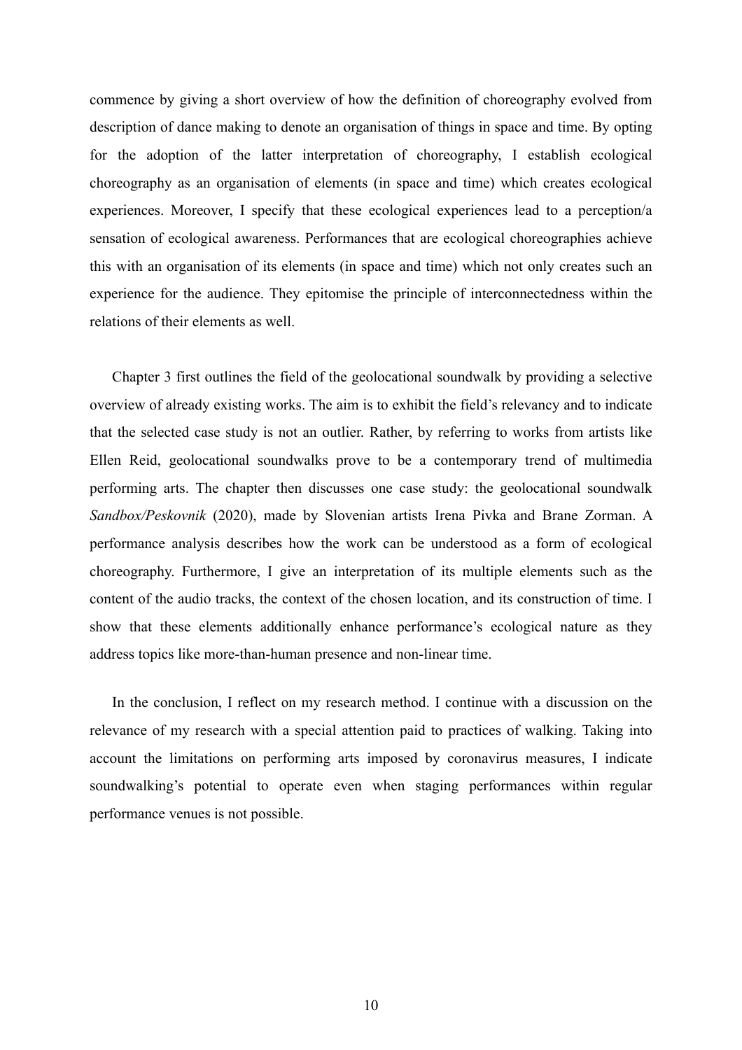commence by giving a short overview of how the definition of choreography evolved from description of dance making to denote an organisation of things in space and time. By opting for the adoption of the latter interpretation of choreography, I establish ecological choreography as an organisation of elements (in space and time) which creates ecological experiences. Moreover, I specify that these ecological experiences lead to a perception/a sensation of ecological awareness. Performances that are ecological choreographies achieve this with an organisation of its elements (in space and time) which not only creates such an experience for the audience. They epitomise the principle of interconnectedness within the relations of their elements as well.

Chapter 3 first outlines the field of the geolocational soundwalk by providing a selective overview of already existing works. The aim is to exhibit the field's relevancy and to indicate that the selected case study is not an outlier. Rather, by referring to works from artists like Ellen Reid, geolocational soundwalks prove to be a contemporary trend of multimedia performing arts. The chapter then discusses one case study: the geolocational soundwalk *Sandbox/Peskovnik* (2020), made by Slovenian artists Irena Pivka and Brane Zorman. A performance analysis describes how the work can be understood as a form of ecological choreography. Furthermore, I give an interpretation of its multiple elements such as the content of the audio tracks, the context of the chosen location, and its construction of time. I show that these elements additionally enhance performance's ecological nature as they address topics like more-than-human presence and non-linear time.

In the conclusion, I reflect on my research method. I continue with a discussion on the relevance of my research with a special attention paid to practices of walking. Taking into account the limitations on performing arts imposed by coronavirus measures, I indicate soundwalking's potential to operate even when staging performances within regular performance venues is not possible.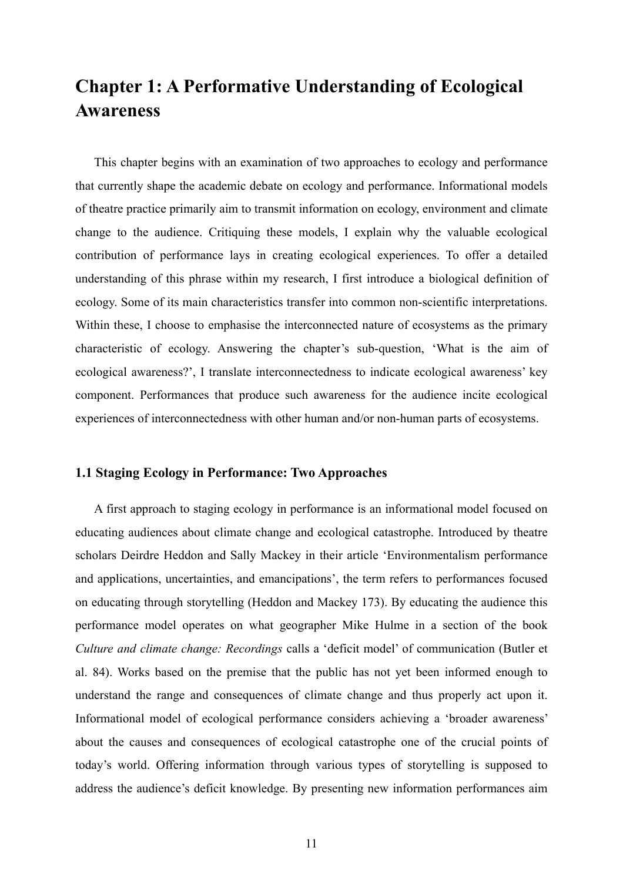# Chapter 1: A Performative Understanding of Ecological Awareness

This chapter begins with an examination of two approaches to ecology and performance that currently shape the academic debate on ecology and performance. Informational models of theatre practice primarily aim to transmit information on ecology, environment and climate change to the audience. Critiquing these models, I explain why the valuable ecological contribution of performance lays in creating ecological experiences. To offer a detailed understanding of this phrase within my research, I first introduce a biological definition of ecology. Some of its main characteristics transfer into common non-scientific interpretations. Within these, I choose to emphasise the interconnected nature of ecosystems as the primary characteristic of ecology. Answering the chapter's sub-question, 'What is the aim of ecological awareness?', I translate interconnectedness to indicate ecological awareness' key component. Performances that produce such awareness for the audience incite ecological experiences of interconnectedness with other human and/or non-human parts of ecosystems.

## 1.1 Staging Ecology in Performance: Two Approaches

A first approach to staging ecology in performance is an informational model focused on educating audiences about climate change and ecological catastrophe. Introduced by theatre scholars Deirdre Heddon and Sally Mackey in their article 'Environmentalism performance and applications, uncertainties, and emancipations', the term refers to performances focused on educating through storytelling (Heddon and Mackey 173). By educating the audience this performance model operates on what geographer Mike Hulme in a section of the book *Culture and climate change: Recordings* calls a 'deficit model' of communication (Butler et al. 84). Works based on the premise that the public has not yet been informed enough to understand the range and consequences of climate change and thus properly act upon it. Informational model of ecological performance considers achieving a 'broader awareness' about the causes and consequences of ecological catastrophe one of the crucial points of today's world. Offering information through various types of storytelling is supposed to address the audience's deficit knowledge. By presenting new information performances aim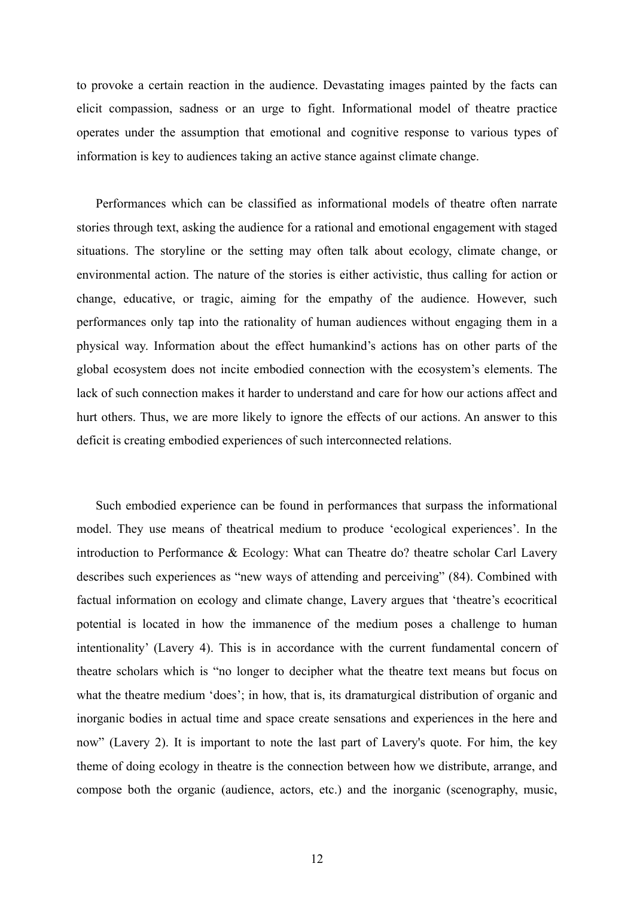to provoke a certain reaction in the audience. Devastating images painted by the facts can elicit compassion, sadness or an urge to fight. Informational model of theatre practice operates under the assumption that emotional and cognitive response to various types of information is key to audiences taking an active stance against climate change.

Performances which can be classified as informational models of theatre often narrate stories through text, asking the audience for a rational and emotional engagement with staged situations. The storyline or the setting may often talk about ecology, climate change, or environmental action. The nature of the stories is either activistic, thus calling for action or change, educative, or tragic, aiming for the empathy of the audience. However, such performances only tap into the rationality of human audiences without engaging them in a physical way. Information about the effect humankind's actions has on other parts of the global ecosystem does not incite embodied connection with the ecosystem's elements. The lack of such connection makes it harder to understand and care for how our actions affect and hurt others. Thus, we are more likely to ignore the effects of our actions. An answer to this deficit is creating embodied experiences of such interconnected relations.

Such embodied experience can be found in performances that surpass the informational model. They use means of theatrical medium to produce 'ecological experiences'. In the introduction to Performance & Ecology: What can Theatre do? theatre scholar Carl Lavery describes such experiences as "new ways of attending and perceiving" (84). Combined with factual information on ecology and climate change, Lavery argues that 'theatre's ecocritical potential is located in how the immanence of the medium poses a challenge to human intentionality' (Lavery 4). This is in accordance with the current fundamental concern of theatre scholars which is "no longer to decipher what the theatre text means but focus on what the theatre medium 'does'; in how, that is, its dramaturgical distribution of organic and inorganic bodies in actual time and space create sensations and experiences in the here and now" (Lavery 2). It is important to note the last part of Lavery's quote. For him, the key theme of doing ecology in theatre is the connection between how we distribute, arrange, and compose both the organic (audience, actors, etc.) and the inorganic (scenography, music,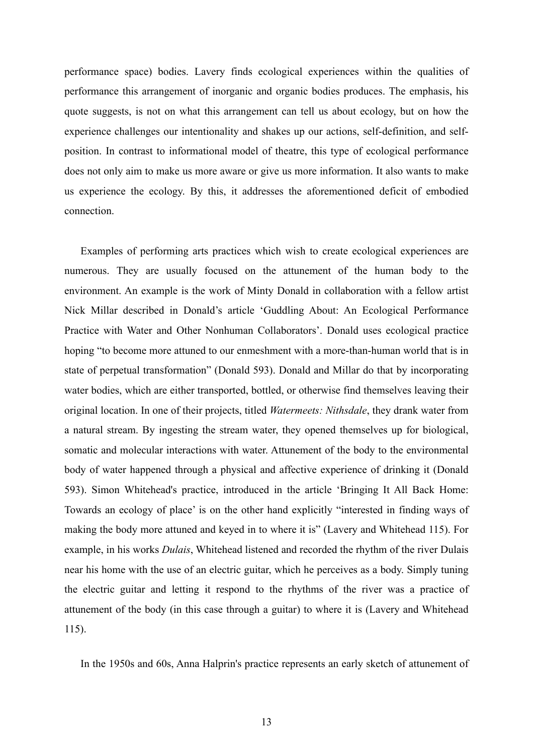performance space) bodies. Lavery finds ecological experiences within the qualities of performance this arrangement of inorganic and organic bodies produces. The emphasis, his quote suggests, is not on what this arrangement can tell us about ecology, but on how the experience challenges our intentionality and shakes up our actions, self-definition, and self-position. In contrast to informational model of theatre, this type of ecological performance does not only aim to make us more aware or give us more information. It also wants to make us experience the ecology. By this, it addresses the aforementioned deficit of embodied connection.

Examples of performing arts practices which wish to create ecological experiences are numerous. They are usually focused on the attunement of the human body to the environment. An example is the work of Minty Donald in collaboration with a fellow artist Nick Millar described in Donald's article 'Guddling About: An Ecological Performance Practice with Water and Other Nonhuman Collaborators'. Donald uses ecological practice hoping "to become more attuned to our enmeshment with a more-than-human world that is in state of perpetual transformation" (Donald 593). Donald and Millar do that by incorporating water bodies, which are either transported, bottled, or otherwise find themselves leaving their original location. In one of their projects, titled *Watermeets: Nithsdale*, they drank water from a natural stream. By ingesting the stream water, they opened themselves up for biological, somatic and molecular interactions with water. Attunement of the body to the environmental body of water happened through a physical and affective experience of drinking it (Donald 593). Simon Whitehead's practice, introduced in the article 'Bringing It All Back Home: Towards an ecology of place' is on the other hand explicitly "interested in finding ways of making the body more attuned and keyed in to where it is" (Lavery and Whitehead 115). For example, in his works *Dulais*, Whitehead listened and recorded the rhythm of the river Dulais near his home with the use of an electric guitar, which he perceives as a body. Simply tuning the electric guitar and letting it respond to the rhythms of the river was a practice of attunement of the body (in this case through a guitar) to where it is (Lavery and Whitehead 115).

In the 1950s and 60s, Anna Halprin's practice represents an early sketch of attunement of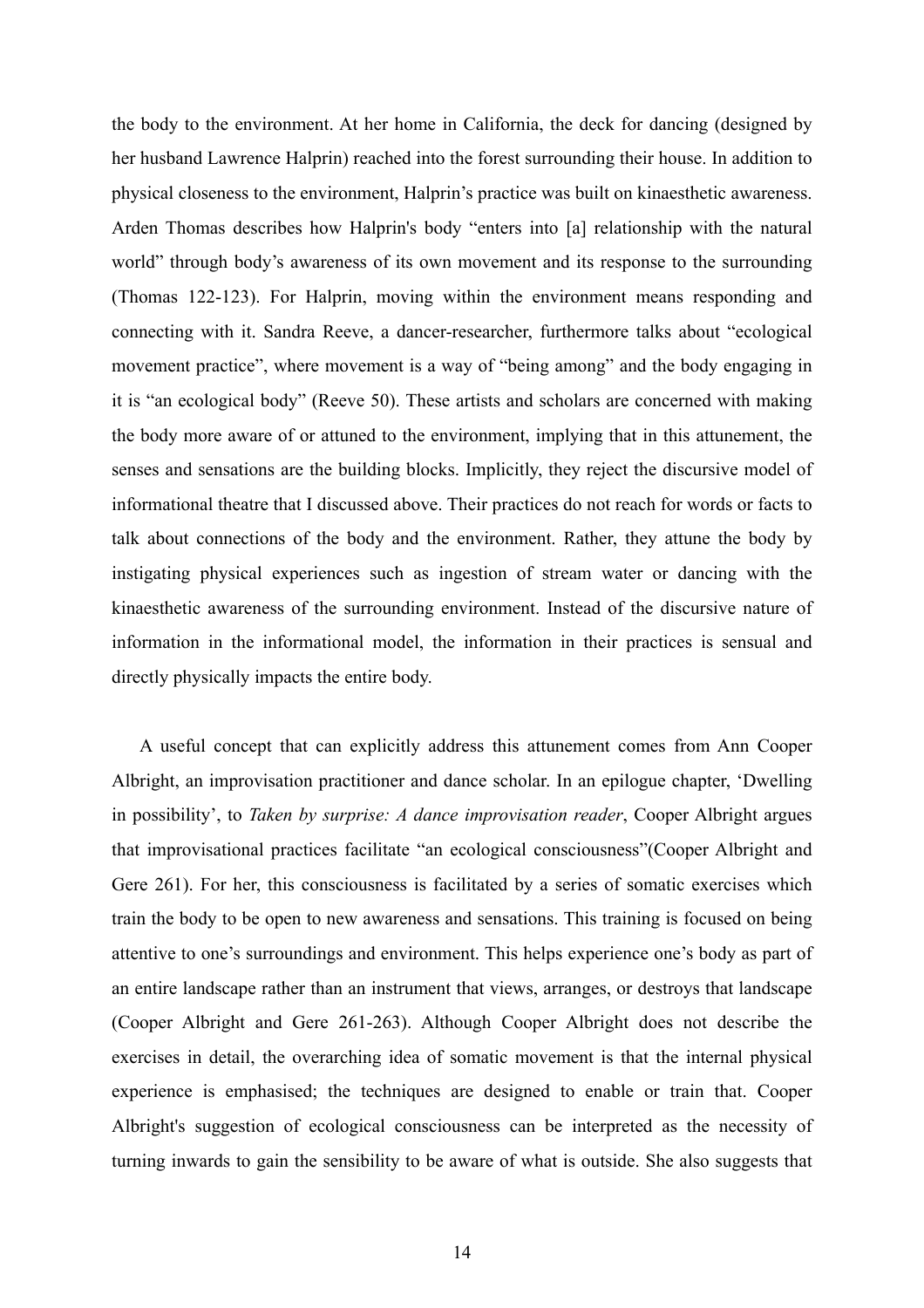the body to the environment. At her home in California, the deck for dancing (designed by her husband Lawrence Halprin) reached into the forest surrounding their house. In addition to physical closeness to the environment, Halprin's practice was built on kinaesthetic awareness. Arden Thomas describes how Halprin's body "enters into [a] relationship with the natural world" through body's awareness of its own movement and its response to the surrounding (Thomas 122-123). For Halprin, moving within the environment means responding and connecting with it. Sandra Reeve, a dancer-researcher, furthermore talks about "ecological movement practice", where movement is a way of "being among" and the body engaging in it is "an ecological body" (Reeve 50). These artists and scholars are concerned with making the body more aware of or attuned to the environment, implying that in this attunement, the senses and sensations are the building blocks. Implicitly, they reject the discursive model of informational theatre that I discussed above. Their practices do not reach for words or facts to talk about connections of the body and the environment. Rather, they attune the body by instigating physical experiences such as ingestion of stream water or dancing with the kinaesthetic awareness of the surrounding environment. Instead of the discursive nature of information in the informational model, the information in their practices is sensual and directly physically impacts the entire body.

A useful concept that can explicitly address this attunement comes from Ann Cooper Albright, an improvisation practitioner and dance scholar. In an epilogue chapter, 'Dwelling in possibility', to *Taken by surprise: A dance improvisation reader*, Cooper Albright argues that improvisational practices facilitate "an ecological consciousness"(Cooper Albright and Gere 261). For her, this consciousness is facilitated by a series of somatic exercises which train the body to be open to new awareness and sensations. This training is focused on being attentive to one's surroundings and environment. This helps experience one's body as part of an entire landscape rather than an instrument that views, arranges, or destroys that landscape (Cooper Albright and Gere 261-263). Although Cooper Albright does not describe the exercises in detail, the overarching idea of somatic movement is that the internal physical experience is emphasised; the techniques are designed to enable or train that. Cooper Albright's suggestion of ecological consciousness can be interpreted as the necessity of turning inwards to gain the sensibility to be aware of what is outside. She also suggests that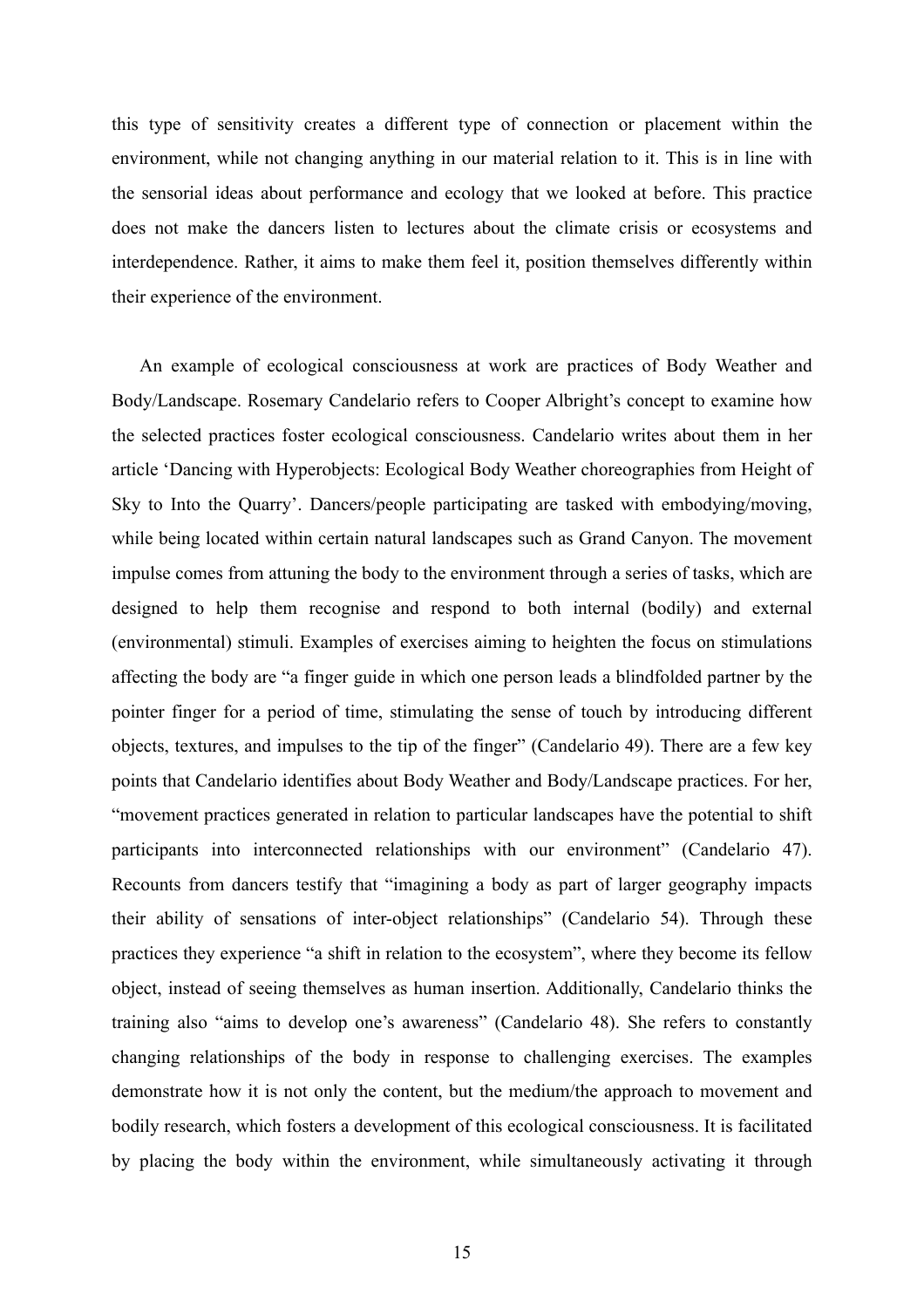this type of sensitivity creates a different type of connection or placement within the environment, while not changing anything in our material relation to it. This is in line with the sensorial ideas about performance and ecology that we looked at before. This practice does not make the dancers listen to lectures about the climate crisis or ecosystems and interdependence. Rather, it aims to make them feel it, position themselves differently within their experience of the environment.

An example of ecological consciousness at work are practices of Body Weather and Body/Landscape. Rosemary Candelario refers to Cooper Albright's concept to examine how the selected practices foster ecological consciousness. Candelario writes about them in her article 'Dancing with Hyperobjects: Ecological Body Weather choreographies from Height of Sky to Into the Quarry'. Dancers/people participating are tasked with embodying/moving, while being located within certain natural landscapes such as Grand Canyon. The movement impulse comes from attuning the body to the environment through a series of tasks, which are designed to help them recognise and respond to both internal (bodily) and external (environmental) stimuli. Examples of exercises aiming to heighten the focus on stimulations affecting the body are "a finger guide in which one person leads a blindfolded partner by the pointer finger for a period of time, stimulating the sense of touch by introducing different objects, textures, and impulses to the tip of the finger" (Candelario 49). There are a few key points that Candelario identifies about Body Weather and Body/Landscape practices. For her, "movement practices generated in relation to particular landscapes have the potential to shift participants into interconnected relationships with our environment" (Candelario 47). Recounts from dancers testify that "imagining a body as part of larger geography impacts their ability of sensations of inter-object relationships" (Candelario 54). Through these practices they experience "a shift in relation to the ecosystem", where they become its fellow object, instead of seeing themselves as human insertion. Additionally, Candelario thinks the training also "aims to develop one's awareness" (Candelario 48). She refers to constantly changing relationships of the body in response to challenging exercises. The examples demonstrate how it is not only the content, but the medium/the approach to movement and bodily research, which fosters a development of this ecological consciousness. It is facilitated by placing the body within the environment, while simultaneously activating it through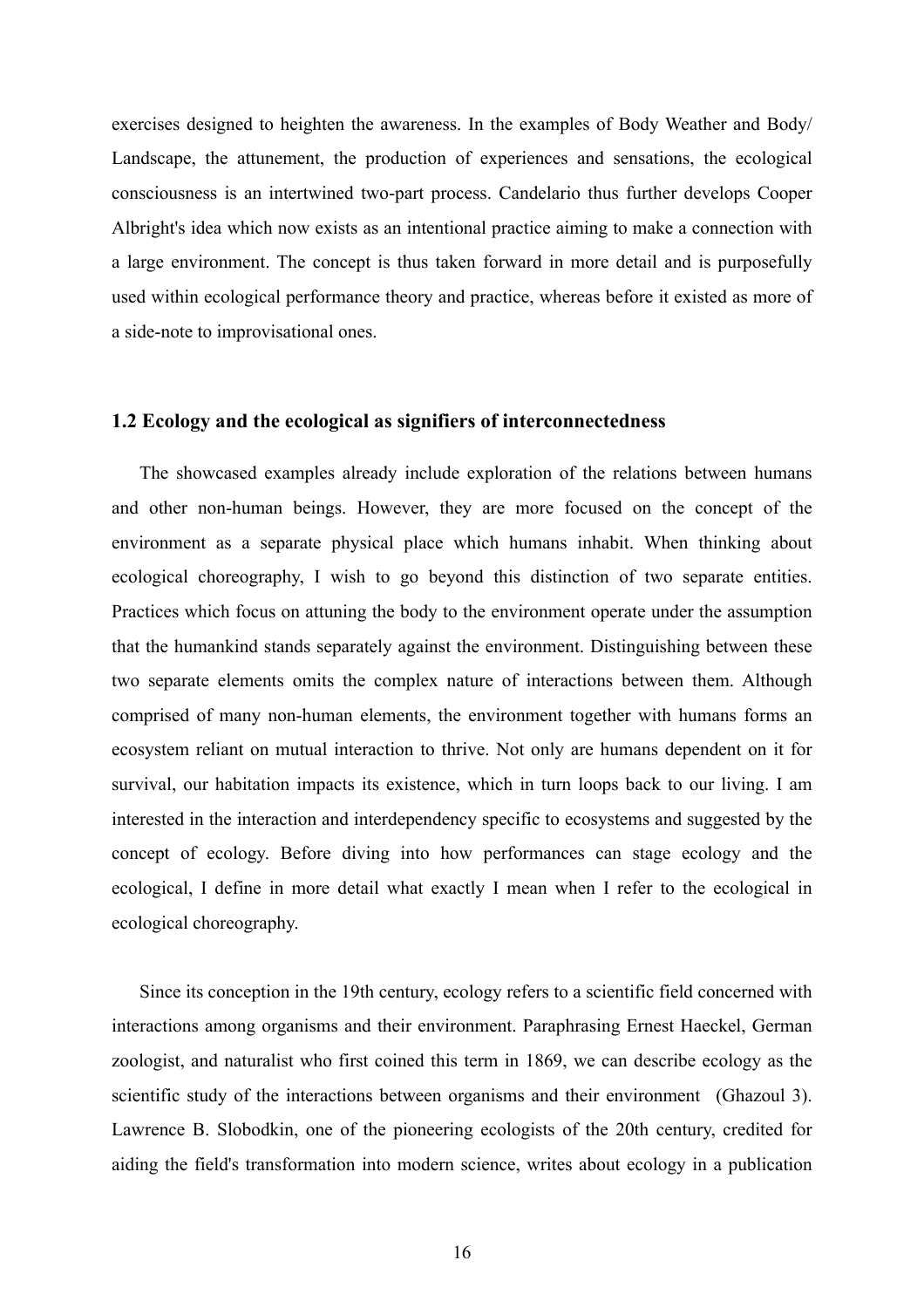exercises designed to heighten the awareness. In the examples of Body Weather and Body/ Landscape, the attunement, the production of experiences and sensations, the ecological consciousness is an intertwined two-part process. Candelario thus further develops Cooper Albright's idea which now exists as an intentional practice aiming to make a connection with a large environment. The concept is thus taken forward in more detail and is purposefully used within ecological performance theory and practice, whereas before it existed as more of a side-note to improvisational ones.

### 1.2 Ecology and the ecological as signifiers of interconnectedness

The showcased examples already include exploration of the relations between humans and other non-human beings. However, they are more focused on the concept of the environment as a separate physical place which humans inhabit. When thinking about ecological choreography, I wish to go beyond this distinction of two separate entities. Practices which focus on attuning the body to the environment operate under the assumption that the humankind stands separately against the environment. Distinguishing between these two separate elements omits the complex nature of interactions between them. Although comprised of many non-human elements, the environment together with humans forms an ecosystem reliant on mutual interaction to thrive. Not only are humans dependent on it for survival, our habitation impacts its existence, which in turn loops back to our living. I am interested in the interaction and interdependency specific to ecosystems and suggested by the concept of ecology. Before diving into how performances can stage ecology and the ecological, I define in more detail what exactly I mean when I refer to the ecological in ecological choreography.

Since its conception in the 19th century, ecology refers to a scientific field concerned with interactions among organisms and their environment. Paraphrasing Ernest Haeckel, German zoologist, and naturalist who first coined this term in 1869, we can describe ecology as the scientific study of the interactions between organisms and their environment (Ghazoul 3). Lawrence B. Slobodkin, one of the pioneering ecologists of the 20th century, credited for aiding the field's transformation into modern science, writes about ecology in a publication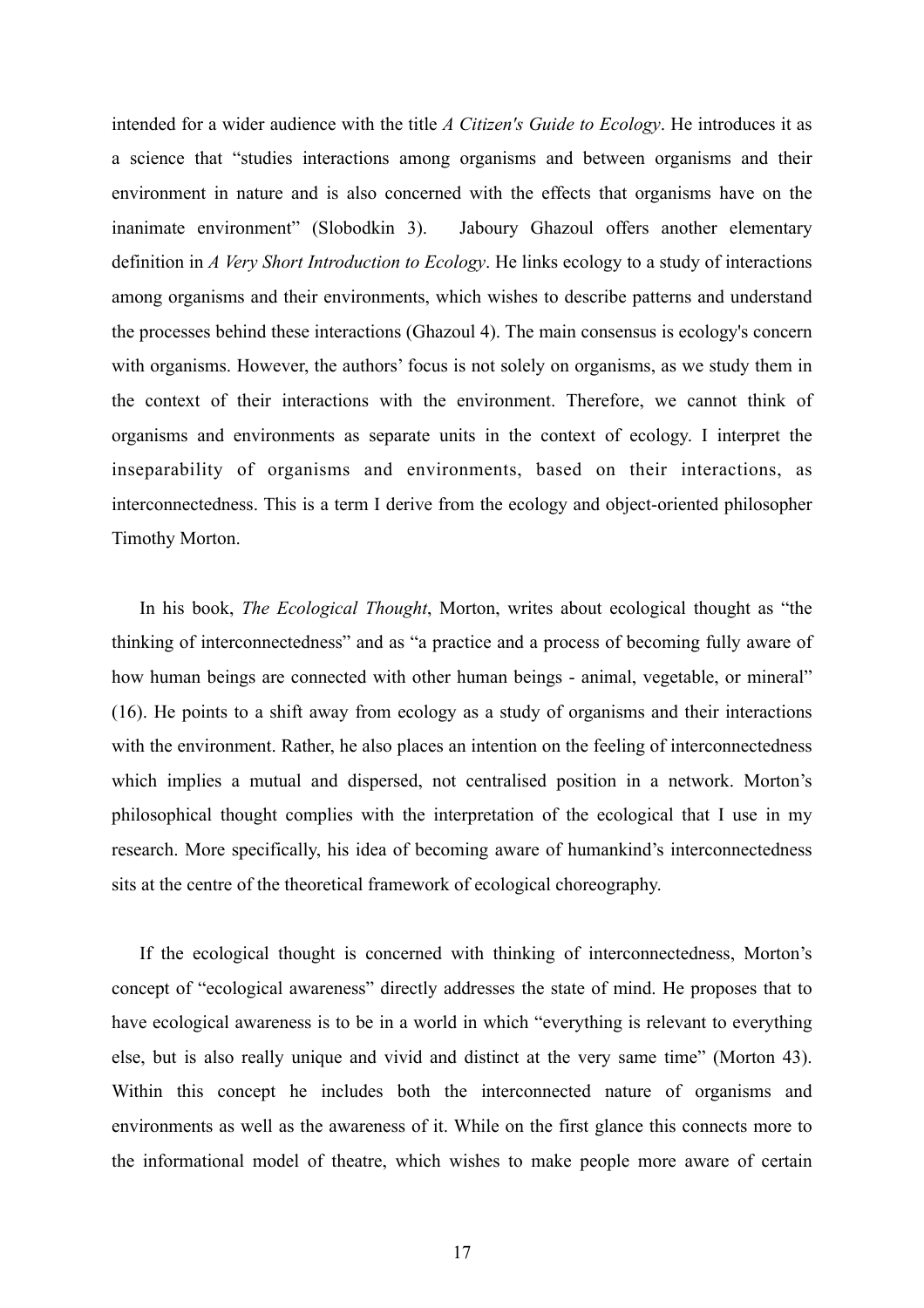intended for a wider audience with the title *A Citizen's Guide to Ecology*. He introduces it as a science that "studies interactions among organisms and between organisms and their environment in nature and is also concerned with the effects that organisms have on the inanimate environment" (Slobodkin 3). Jaboury Ghazoul offers another elementary definition in *A Very Short Introduction to Ecology*. He links ecology to a study of interactions among organisms and their environments, which wishes to describe patterns and understand the processes behind these interactions (Ghazoul 4). The main consensus is ecology's concern with organisms. However, the authors' focus is not solely on organisms, as we study them in the context of their interactions with the environment. Therefore, we cannot think of organisms and environments as separate units in the context of ecology. I interpret the inseparability of organisms and environments, based on their interactions, as interconnectedness. This is a term I derive from the ecology and object-oriented philosopher Timothy Morton.

In his book, *The Ecological Thought*, Morton, writes about ecological thought as "the thinking of interconnectedness" and as "a practice and a process of becoming fully aware of how human beings are connected with other human beings - animal, vegetable, or mineral" (16). He points to a shift away from ecology as a study of organisms and their interactions with the environment. Rather, he also places an intention on the feeling of interconnectedness which implies a mutual and dispersed, not centralised position in a network. Morton's philosophical thought complies with the interpretation of the ecological that I use in my research. More specifically, his idea of becoming aware of humankind's interconnectedness sits at the centre of the theoretical framework of ecological choreography.

If the ecological thought is concerned with thinking of interconnectedness, Morton's concept of "ecological awareness" directly addresses the state of mind. He proposes that to have ecological awareness is to be in a world in which "everything is relevant to everything else, but is also really unique and vivid and distinct at the very same time" (Morton 43). Within this concept he includes both the interconnected nature of organisms and environments as well as the awareness of it. While on the first glance this connects more to the informational model of theatre, which wishes to make people more aware of certain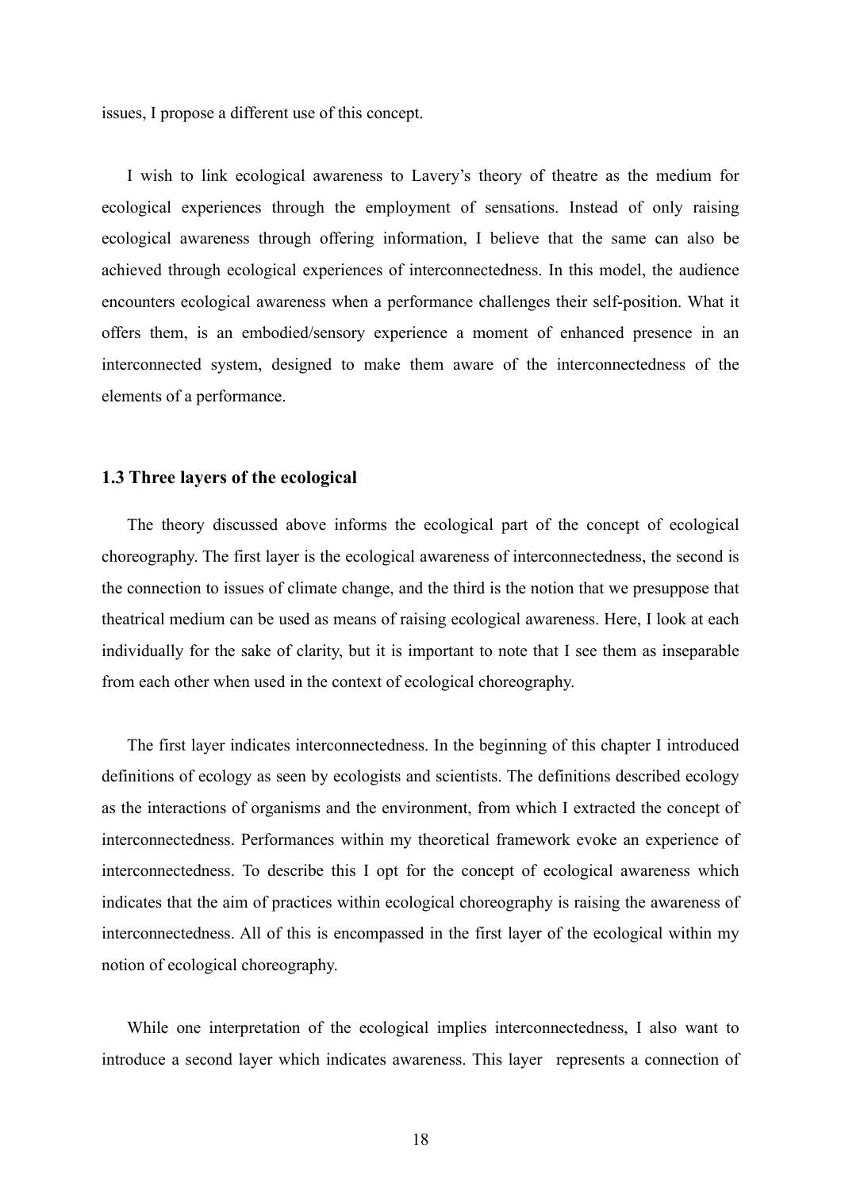issues, I propose a different use of this concept.

I wish to link ecological awareness to Lavery's theory of theatre as the medium for ecological experiences through the employment of sensations. Instead of only raising ecological awareness through offering information, I believe that the same can also be achieved through ecological experiences of interconnectedness. In this model, the audience encounters ecological awareness when a performance challenges their self-position. What it offers them, is an embodied/sensory experience a moment of enhanced presence in an interconnected system, designed to make them aware of the interconnectedness of the elements of a performance.

### 1.3 Three layers of the ecological

The theory discussed above informs the ecological part of the concept of ecological choreography. The first layer is the ecological awareness of interconnectedness, the second is the connection to issues of climate change, and the third is the notion that we presuppose that theatrical medium can be used as means of raising ecological awareness. Here, I look at each individually for the sake of clarity, but it is important to note that I see them as inseparable from each other when used in the context of ecological choreography.

The first layer indicates interconnectedness. In the beginning of this chapter I introduced definitions of ecology as seen by ecologists and scientists. The definitions described ecology as the interactions of organisms and the environment, from which I extracted the concept of interconnectedness. Performances within my theoretical framework evoke an experience of interconnectedness. To describe this I opt for the concept of ecological awareness which indicates that the aim of practices within ecological choreography is raising the awareness of interconnectedness. All of this is encompassed in the first layer of the ecological within my notion of ecological choreography.

While one interpretation of the ecological implies interconnectedness, I also want to introduce a second layer which indicates awareness. This layer represents a connection of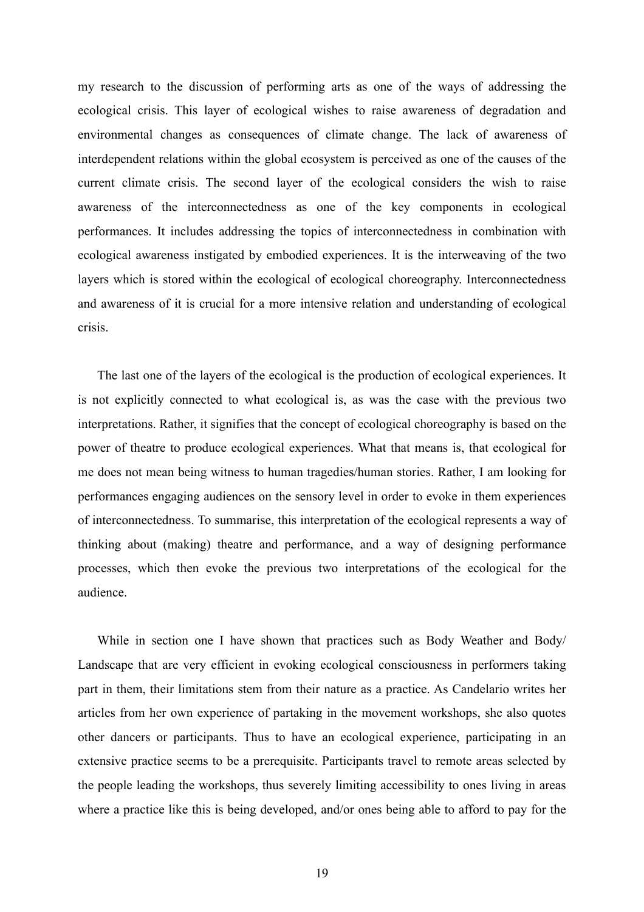my research to the discussion of performing arts as one of the ways of addressing the ecological crisis. This layer of ecological wishes to raise awareness of degradation and environmental changes as consequences of climate change. The lack of awareness of interdependent relations within the global ecosystem is perceived as one of the causes of the current climate crisis. The second layer of the ecological considers the wish to raise awareness of the interconnectedness as one of the key components in ecological performances. It includes addressing the topics of interconnectedness in combination with ecological awareness instigated by embodied experiences. It is the interweaving of the two layers which is stored within the ecological of ecological choreography. Interconnectedness and awareness of it is crucial for a more intensive relation and understanding of ecological crisis.

The last one of the layers of the ecological is the production of ecological experiences. It is not explicitly connected to what ecological is, as was the case with the previous two interpretations. Rather, it signifies that the concept of ecological choreography is based on the power of theatre to produce ecological experiences. What that means is, that ecological for me does not mean being witness to human tragedies/human stories. Rather, I am looking for performances engaging audiences on the sensory level in order to evoke in them experiences of interconnectedness. To summarise, this interpretation of the ecological represents a way of thinking about (making) theatre and performance, and a way of designing performance processes, which then evoke the previous two interpretations of the ecological for the audience.

While in section one I have shown that practices such as Body Weather and Body/Landscape that are very efficient in evoking ecological consciousness in performers taking part in them, their limitations stem from their nature as a practice. As Candelario writes her articles from her own experience of partaking in the movement workshops, she also quotes other dancers or participants. Thus to have an ecological experience, participating in an extensive practice seems to be a prerequisite. Participants travel to remote areas selected by the people leading the workshops, thus severely limiting accessibility to ones living in areas where a practice like this is being developed, and/or ones being able to afford to pay for the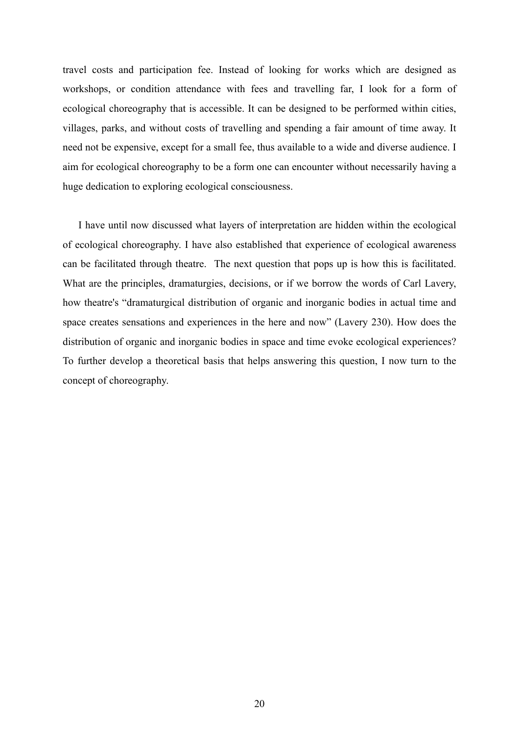travel costs and participation fee. Instead of looking for works which are designed as workshops, or condition attendance with fees and travelling far, I look for a form of ecological choreography that is accessible. It can be designed to be performed within cities, villages, parks, and without costs of travelling and spending a fair amount of time away. It need not be expensive, except for a small fee, thus available to a wide and diverse audience. I aim for ecological choreography to be a form one can encounter without necessarily having a huge dedication to exploring ecological consciousness.

I have until now discussed what layers of interpretation are hidden within the ecological of ecological choreography. I have also established that experience of ecological awareness can be facilitated through theatre. The next question that pops up is how this is facilitated. What are the principles, dramaturgies, decisions, or if we borrow the words of Carl Lavery, how theatre's "dramaturgical distribution of organic and inorganic bodies in actual time and space creates sensations and experiences in the here and now" (Lavery 230). How does the distribution of organic and inorganic bodies in space and time evoke ecological experiences? To further develop a theoretical basis that helps answering this question, I now turn to the concept of choreography.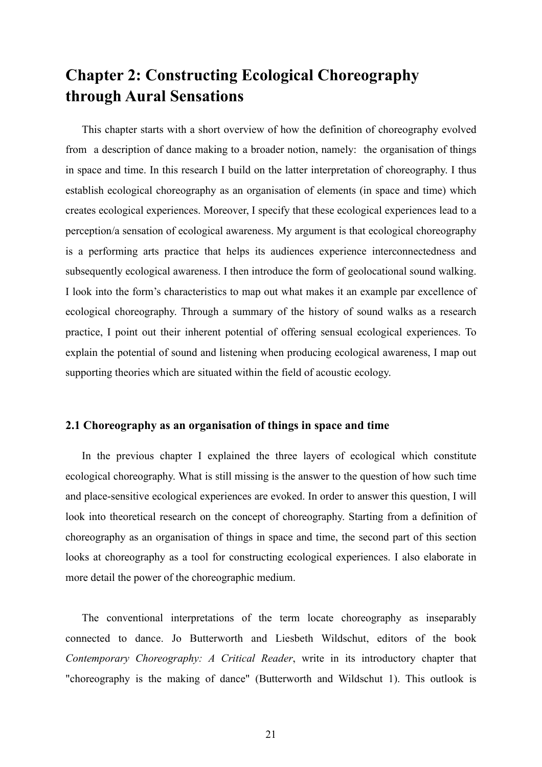# Chapter 2: Constructing Ecological Choreography through Aural Sensations

This chapter starts with a short overview of how the definition of choreography evolved from a description of dance making to a broader notion, namely: the organisation of things in space and time. In this research I build on the latter interpretation of choreography. I thus establish ecological choreography as an organisation of elements (in space and time) which creates ecological experiences. Moreover, I specify that these ecological experiences lead to a perception/a sensation of ecological awareness. My argument is that ecological choreography is a performing arts practice that helps its audiences experience interconnectedness and subsequently ecological awareness. I then introduce the form of geolocational sound walking. I look into the form's characteristics to map out what makes it an example par excellence of ecological choreography. Through a summary of the history of sound walks as a research practice, I point out their inherent potential of offering sensual ecological experiences. To explain the potential of sound and listening when producing ecological awareness, I map out supporting theories which are situated within the field of acoustic ecology.

### 2.1 Choreography as an organisation of things in space and time

In the previous chapter I explained the three layers of ecological which constitute ecological choreography. What is still missing is the answer to the question of how such time and place-sensitive ecological experiences are evoked. In order to answer this question, I will look into theoretical research on the concept of choreography. Starting from a definition of choreography as an organisation of things in space and time, the second part of this section looks at choreography as a tool for constructing ecological experiences. I also elaborate in more detail the power of the choreographic medium.

The conventional interpretations of the term locate choreography as inseparably connected to dance. Jo Butterworth and Liesbeth Wildschut, editors of the book *Contemporary Choreography: A Critical Reader*, write in its introductory chapter that "choreography is the making of dance" (Butterworth and Wildschut 1). This outlook is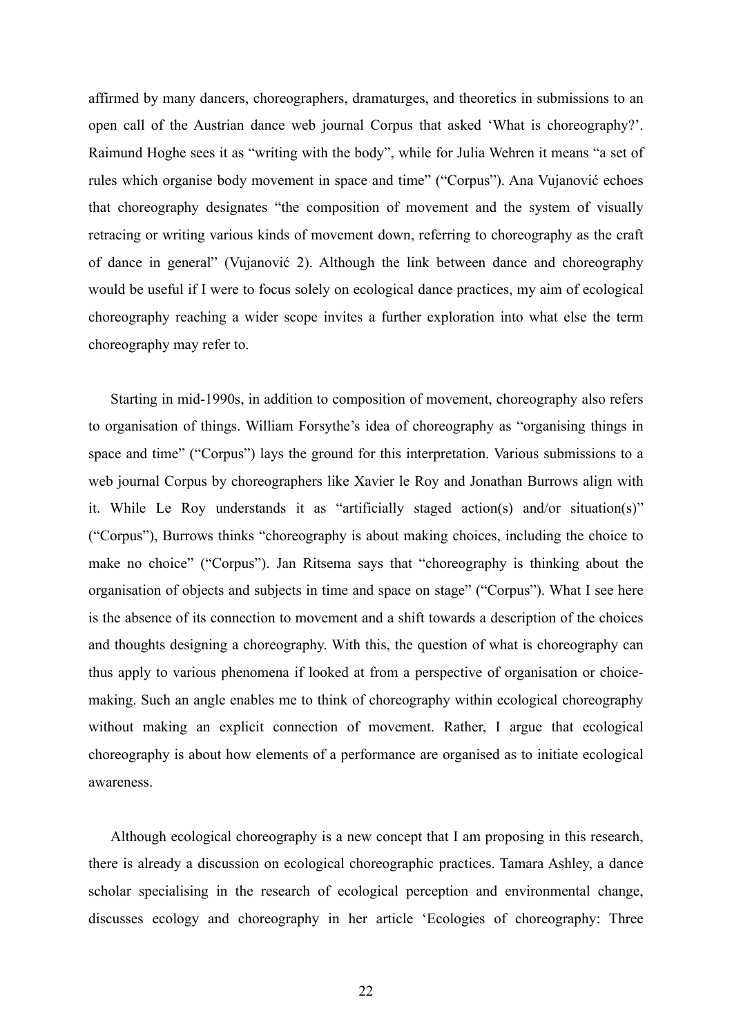affirmed by many dancers, choreographers, dramaturges, and theoretics in submissions to an open call of the Austrian dance web journal Corpus that asked 'What is choreography?'. Raimund Hoghe sees it as "writing with the body", while for Julia Wehren it means "a set of rules which organise body movement in space and time" ("Corpus"). Ana Vujanović echoes that choreography designates "the composition of movement and the system of visually retracing or writing various kinds of movement down, referring to choreography as the craft of dance in general" (Vujanović 2). Although the link between dance and choreography would be useful if I were to focus solely on ecological dance practices, my aim of ecological choreography reaching a wider scope invites a further exploration into what else the term choreography may refer to.

Starting in mid-1990s, in addition to composition of movement, choreography also refers to organisation of things. William Forsythe's idea of choreography as "organising things in space and time" ("Corpus") lays the ground for this interpretation. Various submissions to a web journal Corpus by choreographers like Xavier le Roy and Jonathan Burrows align with it. While Le Roy understands it as "artificially staged action(s) and/or situation(s)" ("Corpus"), Burrows thinks "choreography is about making choices, including the choice to make no choice" ("Corpus"). Jan Ritsema says that "choreography is thinking about the organisation of objects and subjects in time and space on stage" ("Corpus"). What I see here is the absence of its connection to movement and a shift towards a description of the choices and thoughts designing a choreography. With this, the question of what is choreography can thus apply to various phenomena if looked at from a perspective of organisation or choice-making. Such an angle enables me to think of choreography within ecological choreography without making an explicit connection of movement. Rather, I argue that ecological choreography is about how elements of a performance are organised as to initiate ecological awareness.

Although ecological choreography is a new concept that I am proposing in this research, there is already a discussion on ecological choreographic practices. Tamara Ashley, a dance scholar specialising in the research of ecological perception and environmental change, discusses ecology and choreography in her article 'Ecologies of choreography: Three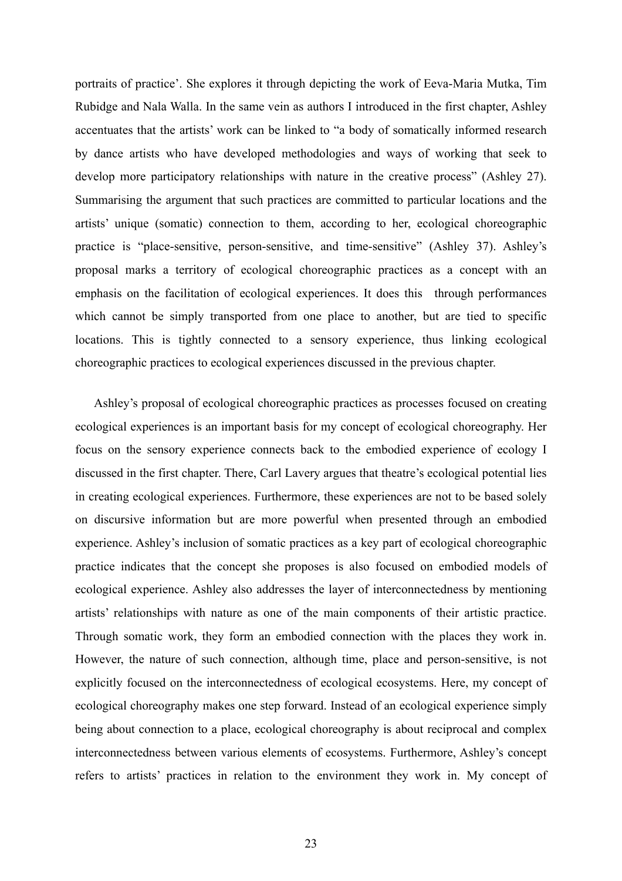portraits of practice'. She explores it through depicting the work of Eeva-Maria Mutka, Tim Rubidge and Nala Walla. In the same vein as authors I introduced in the first chapter, Ashley accentuates that the artists' work can be linked to "a body of somatically informed research by dance artists who have developed methodologies and ways of working that seek to develop more participatory relationships with nature in the creative process" (Ashley 27). Summarising the argument that such practices are committed to particular locations and the artists' unique (somatic) connection to them, according to her, ecological choreographic practice is "place-sensitive, person-sensitive, and time-sensitive" (Ashley 37). Ashley's proposal marks a territory of ecological choreographic practices as a concept with an emphasis on the facilitation of ecological experiences. It does this through performances which cannot be simply transported from one place to another, but are tied to specific locations. This is tightly connected to a sensory experience, thus linking ecological choreographic practices to ecological experiences discussed in the previous chapter.

Ashley's proposal of ecological choreographic practices as processes focused on creating ecological experiences is an important basis for my concept of ecological choreography. Her focus on the sensory experience connects back to the embodied experience of ecology I discussed in the first chapter. There, Carl Lavery argues that theatre's ecological potential lies in creating ecological experiences. Furthermore, these experiences are not to be based solely on discursive information but are more powerful when presented through an embodied experience. Ashley's inclusion of somatic practices as a key part of ecological choreographic practice indicates that the concept she proposes is also focused on embodied models of ecological experience. Ashley also addresses the layer of interconnectedness by mentioning artists' relationships with nature as one of the main components of their artistic practice. Through somatic work, they form an embodied connection with the places they work in. However, the nature of such connection, although time, place and person-sensitive, is not explicitly focused on the interconnectedness of ecological ecosystems. Here, my concept of ecological choreography makes one step forward. Instead of an ecological experience simply being about connection to a place, ecological choreography is about reciprocal and complex interconnectedness between various elements of ecosystems. Furthermore, Ashley's concept refers to artists' practices in relation to the environment they work in. My concept of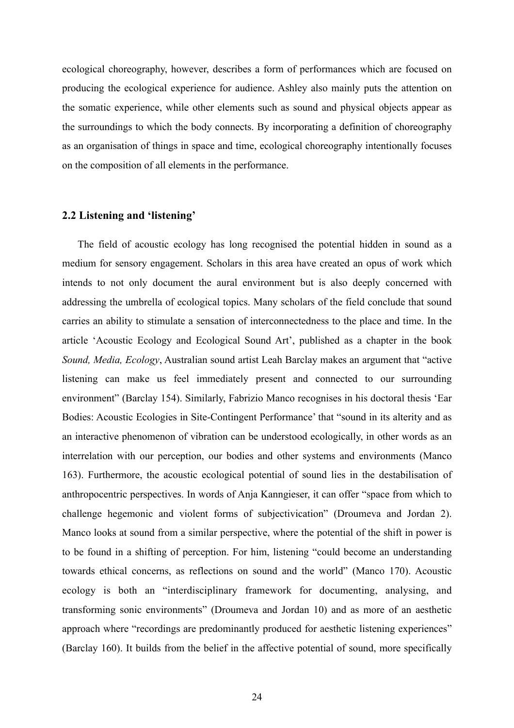ecological choreography, however, describes a form of performances which are focused on producing the ecological experience for audience. Ashley also mainly puts the attention on the somatic experience, while other elements such as sound and physical objects appear as the surroundings to which the body connects. By incorporating a definition of choreography as an organisation of things in space and time, ecological choreography intentionally focuses on the composition of all elements in the performance.

### 2.2 Listening and 'listening'

The field of acoustic ecology has long recognised the potential hidden in sound as a medium for sensory engagement. Scholars in this area have created an opus of work which intends to not only document the aural environment but is also deeply concerned with addressing the umbrella of ecological topics. Many scholars of the field conclude that sound carries an ability to stimulate a sensation of interconnectedness to the place and time. In the article 'Acoustic Ecology and Ecological Sound Art', published as a chapter in the book *Sound, Media, Ecology*, Australian sound artist Leah Barclay makes an argument that "active listening can make us feel immediately present and connected to our surrounding environment" (Barclay 154). Similarly, Fabrizio Manco recognises in his doctoral thesis 'Ear Bodies: Acoustic Ecologies in Site-Contingent Performance' that "sound in its alterity and as an interactive phenomenon of vibration can be understood ecologically, in other words as an interrelation with our perception, our bodies and other systems and environments (Manco 163). Furthermore, the acoustic ecological potential of sound lies in the destabilisation of anthropocentric perspectives. In words of Anja Kanngieser, it can offer "space from which to challenge hegemonic and violent forms of subjectivication" (Droumeva and Jordan 2). Manco looks at sound from a similar perspective, where the potential of the shift in power is to be found in a shifting of perception. For him, listening "could become an understanding towards ethical concerns, as reflections on sound and the world" (Manco 170). Acoustic ecology is both an "interdisciplinary framework for documenting, analysing, and transforming sonic environments" (Droumeva and Jordan 10) and as more of an aesthetic approach where "recordings are predominantly produced for aesthetic listening experiences" (Barclay 160). It builds from the belief in the affective potential of sound, more specifically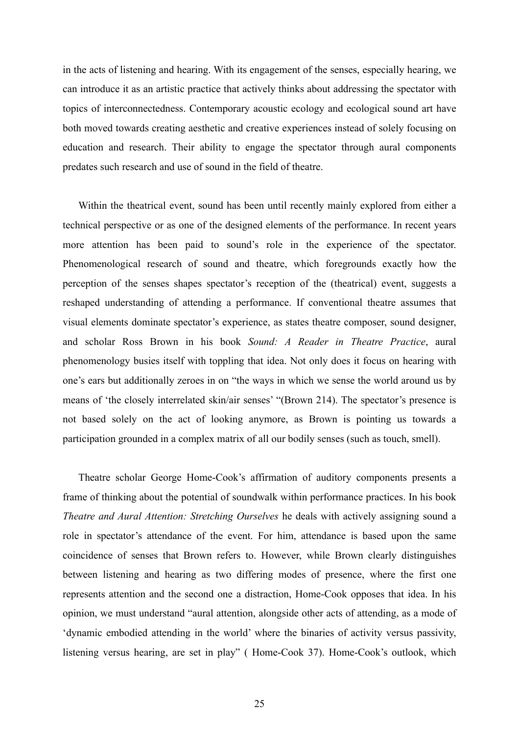in the acts of listening and hearing. With its engagement of the senses, especially hearing, we can introduce it as an artistic practice that actively thinks about addressing the spectator with topics of interconnectedness. Contemporary acoustic ecology and ecological sound art have both moved towards creating aesthetic and creative experiences instead of solely focusing on education and research. Their ability to engage the spectator through aural components predates such research and use of sound in the field of theatre.

Within the theatrical event, sound has been until recently mainly explored from either a technical perspective or as one of the designed elements of the performance. In recent years more attention has been paid to sound's role in the experience of the spectator. Phenomenological research of sound and theatre, which foregrounds exactly how the perception of the senses shapes spectator's reception of the (theatrical) event, suggests a reshaped understanding of attending a performance. If conventional theatre assumes that visual elements dominate spectator's experience, as states theatre composer, sound designer, and scholar Ross Brown in his book *Sound: A Reader in Theatre Practice*, aural phenomenology busies itself with toppling that idea. Not only does it focus on hearing with one's ears but additionally zeroes in on "the ways in which we sense the world around us by means of 'the closely interrelated skin/air senses' "(Brown 214). The spectator's presence is not based solely on the act of looking anymore, as Brown is pointing us towards a participation grounded in a complex matrix of all our bodily senses (such as touch, smell).

Theatre scholar George Home-Cook's affirmation of auditory components presents a frame of thinking about the potential of soundwalk within performance practices. In his book *Theatre and Aural Attention: Stretching Ourselves* he deals with actively assigning sound a role in spectator's attendance of the event. For him, attendance is based upon the same coincidence of senses that Brown refers to. However, while Brown clearly distinguishes between listening and hearing as two differing modes of presence, where the first one represents attention and the second one a distraction, Home-Cook opposes that idea. In his opinion, we must understand "aural attention, alongside other acts of attending, as a mode of 'dynamic embodied attending in the world' where the binaries of activity versus passivity, listening versus hearing, are set in play" ( Home-Cook 37). Home-Cook's outlook, which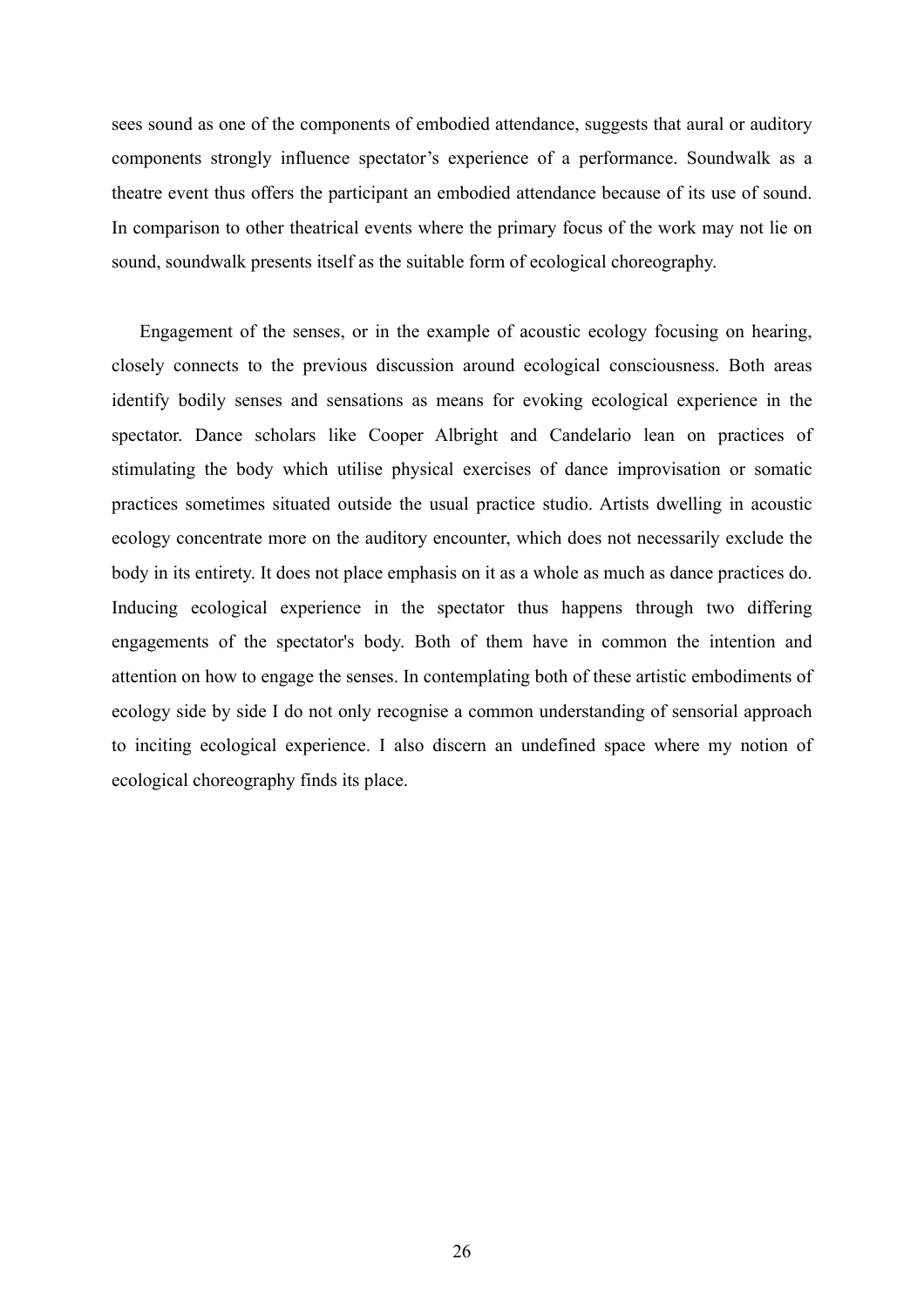sees sound as one of the components of embodied attendance, suggests that aural or auditory components strongly influence spectator's experience of a performance. Soundwalk as a theatre event thus offers the participant an embodied attendance because of its use of sound. In comparison to other theatrical events where the primary focus of the work may not lie on sound, soundwalk presents itself as the suitable form of ecological choreography.

Engagement of the senses, or in the example of acoustic ecology focusing on hearing, closely connects to the previous discussion around ecological consciousness. Both areas identify bodily senses and sensations as means for evoking ecological experience in the spectator. Dance scholars like Cooper Albright and Candelario lean on practices of stimulating the body which utilise physical exercises of dance improvisation or somatic practices sometimes situated outside the usual practice studio. Artists dwelling in acoustic ecology concentrate more on the auditory encounter, which does not necessarily exclude the body in its entirety. It does not place emphasis on it as a whole as much as dance practices do. Inducing ecological experience in the spectator thus happens through two differing engagements of the spectator's body. Both of them have in common the intention and attention on how to engage the senses. In contemplating both of these artistic embodiments of ecology side by side I do not only recognise a common understanding of sensorial approach to inciting ecological experience. I also discern an undefined space where my notion of ecological choreography finds its place.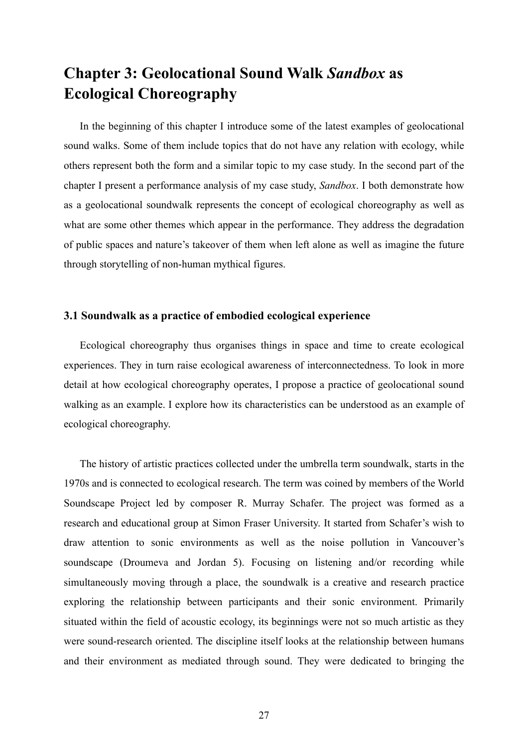# Chapter 3: Geolocational Sound Walk *Sandbox* as Ecological Choreography

In the beginning of this chapter I introduce some of the latest examples of geolocational sound walks. Some of them include topics that do not have any relation with ecology, while others represent both the form and a similar topic to my case study. In the second part of the chapter I present a performance analysis of my case study, *Sandbox*. I both demonstrate how as a geolocational soundwalk represents the concept of ecological choreography as well as what are some other themes which appear in the performance. They address the degradation of public spaces and nature's takeover of them when left alone as well as imagine the future through storytelling of non-human mythical figures.

## 3.1 Soundwalk as a practice of embodied ecological experience

Ecological choreography thus organises things in space and time to create ecological experiences. They in turn raise ecological awareness of interconnectedness. To look in more detail at how ecological choreography operates, I propose a practice of geolocational sound walking as an example. I explore how its characteristics can be understood as an example of ecological choreography.

The history of artistic practices collected under the umbrella term soundwalk, starts in the 1970s and is connected to ecological research. The term was coined by members of the World Soundscape Project led by composer R. Murray Schafer. The project was formed as a research and educational group at Simon Fraser University. It started from Schafer's wish to draw attention to sonic environments as well as the noise pollution in Vancouver's soundscape (Droumeva and Jordan 5). Focusing on listening and/or recording while simultaneously moving through a place, the soundwalk is a creative and research practice exploring the relationship between participants and their sonic environment. Primarily situated within the field of acoustic ecology, its beginnings were not so much artistic as they were sound-research oriented. The discipline itself looks at the relationship between humans and their environment as mediated through sound. They were dedicated to bringing the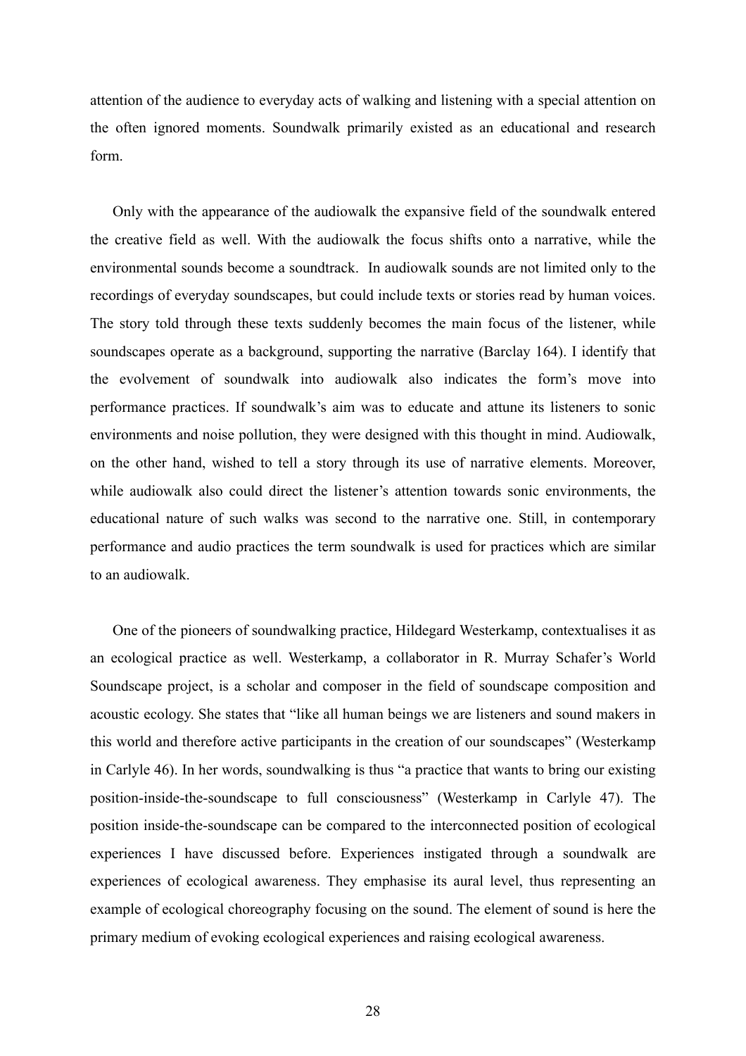attention of the audience to everyday acts of walking and listening with a special attention on the often ignored moments. Soundwalk primarily existed as an educational and research form.

Only with the appearance of the audiowalk the expansive field of the soundwalk entered the creative field as well. With the audiowalk the focus shifts onto a narrative, while the environmental sounds become a soundtrack. In audiowalk sounds are not limited only to the recordings of everyday soundscapes, but could include texts or stories read by human voices. The story told through these texts suddenly becomes the main focus of the listener, while soundscapes operate as a background, supporting the narrative (Barclay 164). I identify that the evolvement of soundwalk into audiowalk also indicates the form's move into performance practices. If soundwalk's aim was to educate and attune its listeners to sonic environments and noise pollution, they were designed with this thought in mind. Audiowalk, on the other hand, wished to tell a story through its use of narrative elements. Moreover, while audiowalk also could direct the listener's attention towards sonic environments, the educational nature of such walks was second to the narrative one. Still, in contemporary performance and audio practices the term soundwalk is used for practices which are similar to an audiowalk.

One of the pioneers of soundwalking practice, Hildegard Westerkamp, contextualises it as an ecological practice as well. Westerkamp, a collaborator in R. Murray Schafer's World Soundscape project, is a scholar and composer in the field of soundscape composition and acoustic ecology. She states that "like all human beings we are listeners and sound makers in this world and therefore active participants in the creation of our soundscapes" (Westerkamp in Carlyle 46). In her words, soundwalking is thus "a practice that wants to bring our existing position-inside-the-soundscape to full consciousness" (Westerkamp in Carlyle 47). The position inside-the-soundscape can be compared to the interconnected position of ecological experiences I have discussed before. Experiences instigated through a soundwalk are experiences of ecological awareness. They emphasise its aural level, thus representing an example of ecological choreography focusing on the sound. The element of sound is here the primary medium of evoking ecological experiences and raising ecological awareness.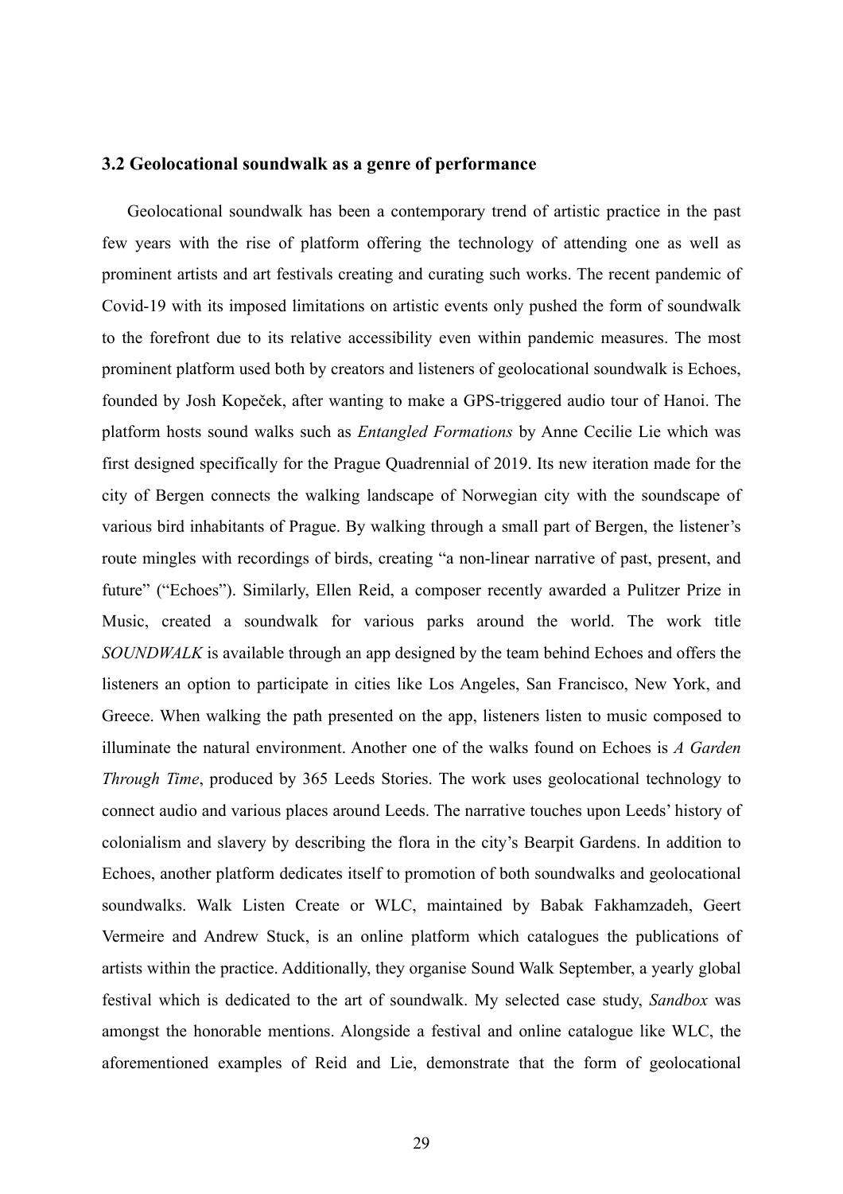### 3.2 Geolocational soundwalk as a genre of performance

Geolocational soundwalk has been a contemporary trend of artistic practice in the past few years with the rise of platform offering the technology of attending one as well as prominent artists and art festivals creating and curating such works. The recent pandemic of Covid-19 with its imposed limitations on artistic events only pushed the form of soundwalk to the forefront due to its relative accessibility even within pandemic measures. The most prominent platform used both by creators and listeners of geolocational soundwalk is Echoes, founded by Josh Kopeček, after wanting to make a GPS-triggered audio tour of Hanoi. The platform hosts sound walks such as *Entangled Formations* by Anne Cecilie Lie which was first designed specifically for the Prague Quadrennial of 2019. Its new iteration made for the city of Bergen connects the walking landscape of Norwegian city with the soundscape of various bird inhabitants of Prague. By walking through a small part of Bergen, the listener's route mingles with recordings of birds, creating "a non-linear narrative of past, present, and future" ("Echoes"). Similarly, Ellen Reid, a composer recently awarded a Pulitzer Prize in Music, created a soundwalk for various parks around the world. The work title *SOUNDWALK* is available through an app designed by the team behind Echoes and offers the listeners an option to participate in cities like Los Angeles, San Francisco, New York, and Greece. When walking the path presented on the app, listeners listen to music composed to illuminate the natural environment. Another one of the walks found on Echoes is *A Garden Through Time*, produced by 365 Leeds Stories. The work uses geolocational technology to connect audio and various places around Leeds. The narrative touches upon Leeds' history of colonialism and slavery by describing the flora in the city's Bearpit Gardens. In addition to Echoes, another platform dedicates itself to promotion of both soundwalks and geolocational soundwalks. Walk Listen Create or WLC, maintained by Babak Fakhamzadeh, Geert Vermeire and Andrew Stuck, is an online platform which catalogues the publications of artists within the practice. Additionally, they organise Sound Walk September, a yearly global festival which is dedicated to the art of soundwalk. My selected case study, *Sandbox* was amongst the honorable mentions. Alongside a festival and online catalogue like WLC, the aforementioned examples of Reid and Lie, demonstrate that the form of geolocational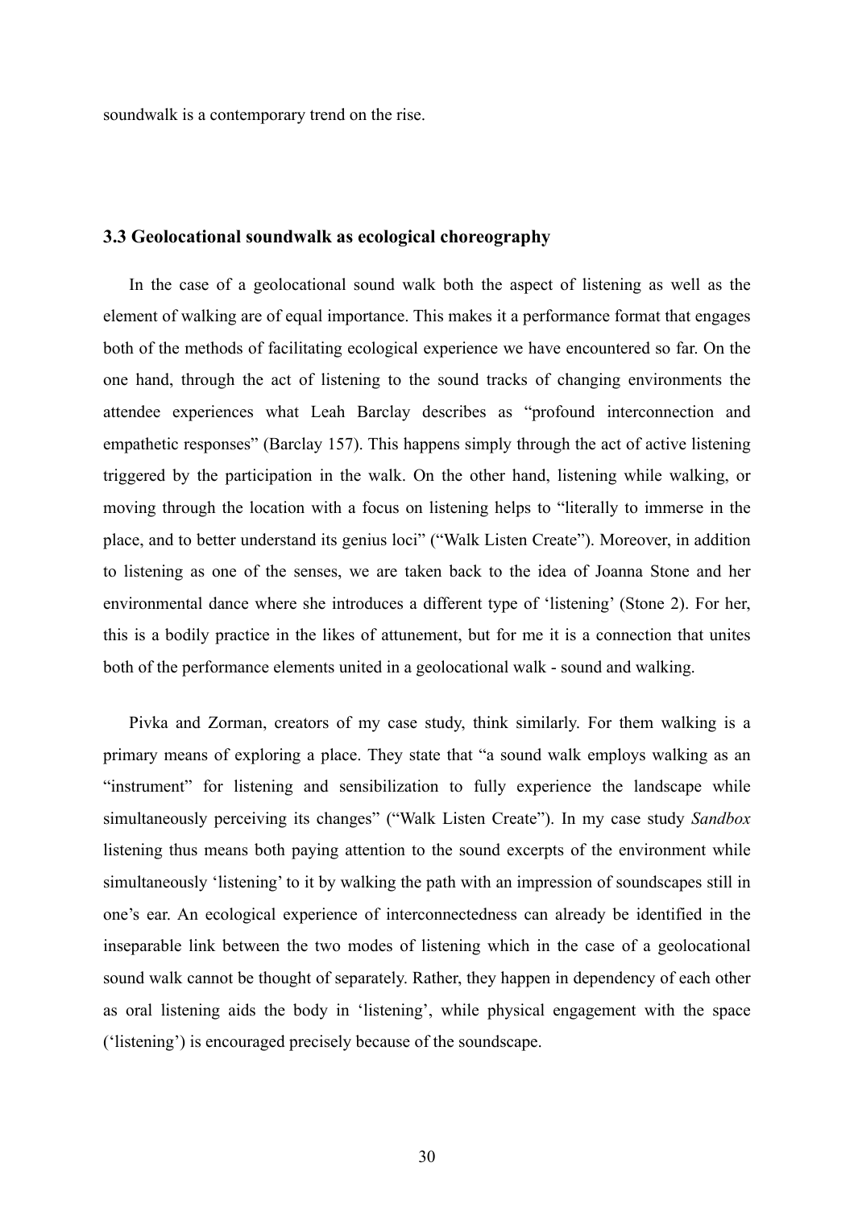soundwalk is a contemporary trend on the rise.

### 3.3 Geolocational soundwalk as ecological choreography

In the case of a geolocational sound walk both the aspect of listening as well as the element of walking are of equal importance. This makes it a performance format that engages both of the methods of facilitating ecological experience we have encountered so far. On the one hand, through the act of listening to the sound tracks of changing environments the attendee experiences what Leah Barclay describes as "profound interconnection and empathetic responses" (Barclay 157). This happens simply through the act of active listening triggered by the participation in the walk. On the other hand, listening while walking, or moving through the location with a focus on listening helps to "literally to immerse in the place, and to better understand its genius loci" ("Walk Listen Create"). Moreover, in addition to listening as one of the senses, we are taken back to the idea of Joanna Stone and her environmental dance where she introduces a different type of 'listening' (Stone 2). For her, this is a bodily practice in the likes of attunement, but for me it is a connection that unites both of the performance elements united in a geolocational walk - sound and walking.

Pivka and Zorman, creators of my case study, think similarly. For them walking is a primary means of exploring a place. They state that "a sound walk employs walking as an "instrument" for listening and sensibilization to fully experience the landscape while simultaneously perceiving its changes" ("Walk Listen Create"). In my case study *Sandbox* listening thus means both paying attention to the sound excerpts of the environment while simultaneously 'listening' to it by walking the path with an impression of soundscapes still in one's ear. An ecological experience of interconnectedness can already be identified in the inseparable link between the two modes of listening which in the case of a geolocational sound walk cannot be thought of separately. Rather, they happen in dependency of each other as oral listening aids the body in 'listening', while physical engagement with the space ('listening') is encouraged precisely because of the soundscape.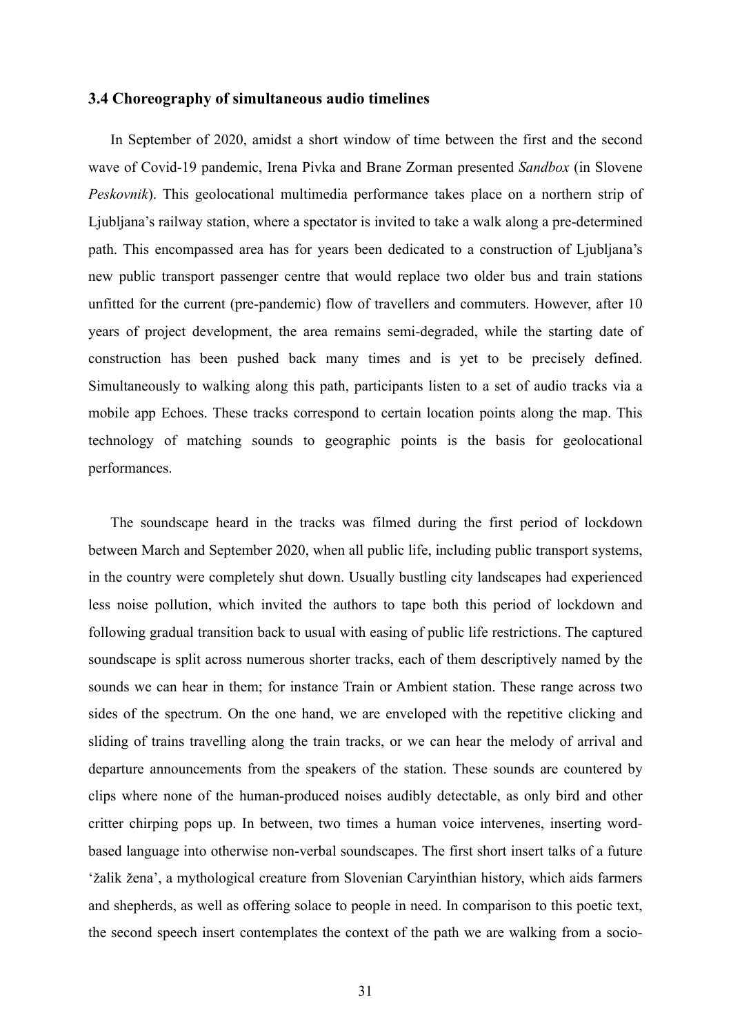### 3.4 Choreography of simultaneous audio timelines

In September of 2020, amidst a short window of time between the first and the second wave of Covid-19 pandemic, Irena Pivka and Brane Zorman presented *Sandbox* (in Slovene *Peskovnik*). This geolocational multimedia performance takes place on a northern strip of Ljubljana's railway station, where a spectator is invited to take a walk along a pre-determined path. This encompassed area has for years been dedicated to a construction of Ljubljana's new public transport passenger centre that would replace two older bus and train stations unfitted for the current (pre-pandemic) flow of travellers and commuters. However, after 10 years of project development, the area remains semi-degraded, while the starting date of construction has been pushed back many times and is yet to be precisely defined. Simultaneously to walking along this path, participants listen to a set of audio tracks via a mobile app Echoes. These tracks correspond to certain location points along the map. This technology of matching sounds to geographic points is the basis for geolocational performances.

The soundscape heard in the tracks was filmed during the first period of lockdown between March and September 2020, when all public life, including public transport systems, in the country were completely shut down. Usually bustling city landscapes had experienced less noise pollution, which invited the authors to tape both this period of lockdown and following gradual transition back to usual with easing of public life restrictions. The captured soundscape is split across numerous shorter tracks, each of them descriptively named by the sounds we can hear in them; for instance Train or Ambient station. These range across two sides of the spectrum. On the one hand, we are enveloped with the repetitive clicking and sliding of trains travelling along the train tracks, or we can hear the melody of arrival and departure announcements from the speakers of the station. These sounds are countered by clips where none of the human-produced noises audibly detectable, as only bird and other critter chirping pops up. In between, two times a human voice intervenes, inserting word-based language into otherwise non-verbal soundscapes. The first short insert talks of a future 'žalik žena', a mythological creature from Slovenian Caryinthian history, which aids farmers and shepherds, as well as offering solace to people in need. In comparison to this poetic text, the second speech insert contemplates the context of the path we are walking from a socio-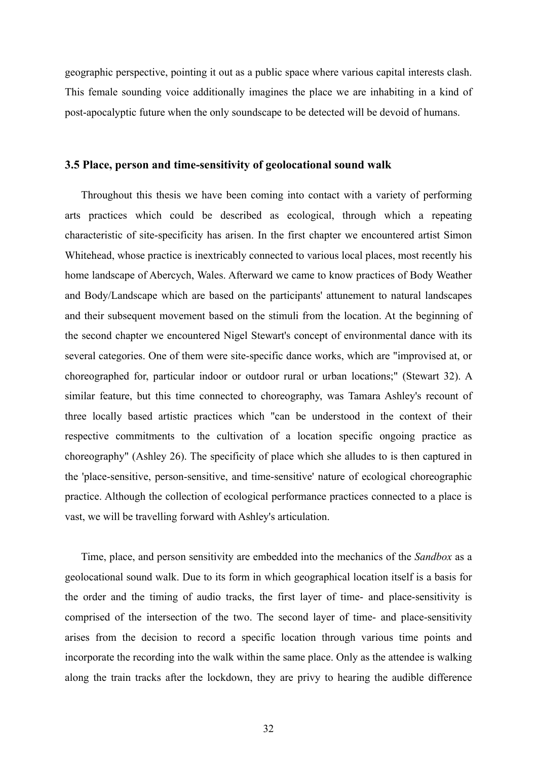geographic perspective, pointing it out as a public space where various capital interests clash. This female sounding voice additionally imagines the place we are inhabiting in a kind of post-apocalyptic future when the only soundscape to be detected will be devoid of humans.

### 3.5 Place, person and time-sensitivity of geolocational sound walk

Throughout this thesis we have been coming into contact with a variety of performing arts practices which could be described as ecological, through which a repeating characteristic of site-specificity has arisen. In the first chapter we encountered artist Simon Whitehead, whose practice is inextricably connected to various local places, most recently his home landscape of Abercych, Wales. Afterward we came to know practices of Body Weather and Body/Landscape which are based on the participants' attunement to natural landscapes and their subsequent movement based on the stimuli from the location. At the beginning of the second chapter we encountered Nigel Stewart's concept of environmental dance with its several categories. One of them were site-specific dance works, which are "improvised at, or choreographed for, particular indoor or outdoor rural or urban locations;" (Stewart 32). A similar feature, but this time connected to choreography, was Tamara Ashley's recount of three locally based artistic practices which "can be understood in the context of their respective commitments to the cultivation of a location specific ongoing practice as choreography" (Ashley 26). The specificity of place which she alludes to is then captured in the 'place-sensitive, person-sensitive, and time-sensitive' nature of ecological choreographic practice. Although the collection of ecological performance practices connected to a place is vast, we will be travelling forward with Ashley's articulation.

Time, place, and person sensitivity are embedded into the mechanics of the *Sandbox* as a geolocational sound walk. Due to its form in which geographical location itself is a basis for the order and the timing of audio tracks, the first layer of time- and place-sensitivity is comprised of the intersection of the two. The second layer of time- and place-sensitivity arises from the decision to record a specific location through various time points and incorporate the recording into the walk within the same place. Only as the attendee is walking along the train tracks after the lockdown, they are privy to hearing the audible difference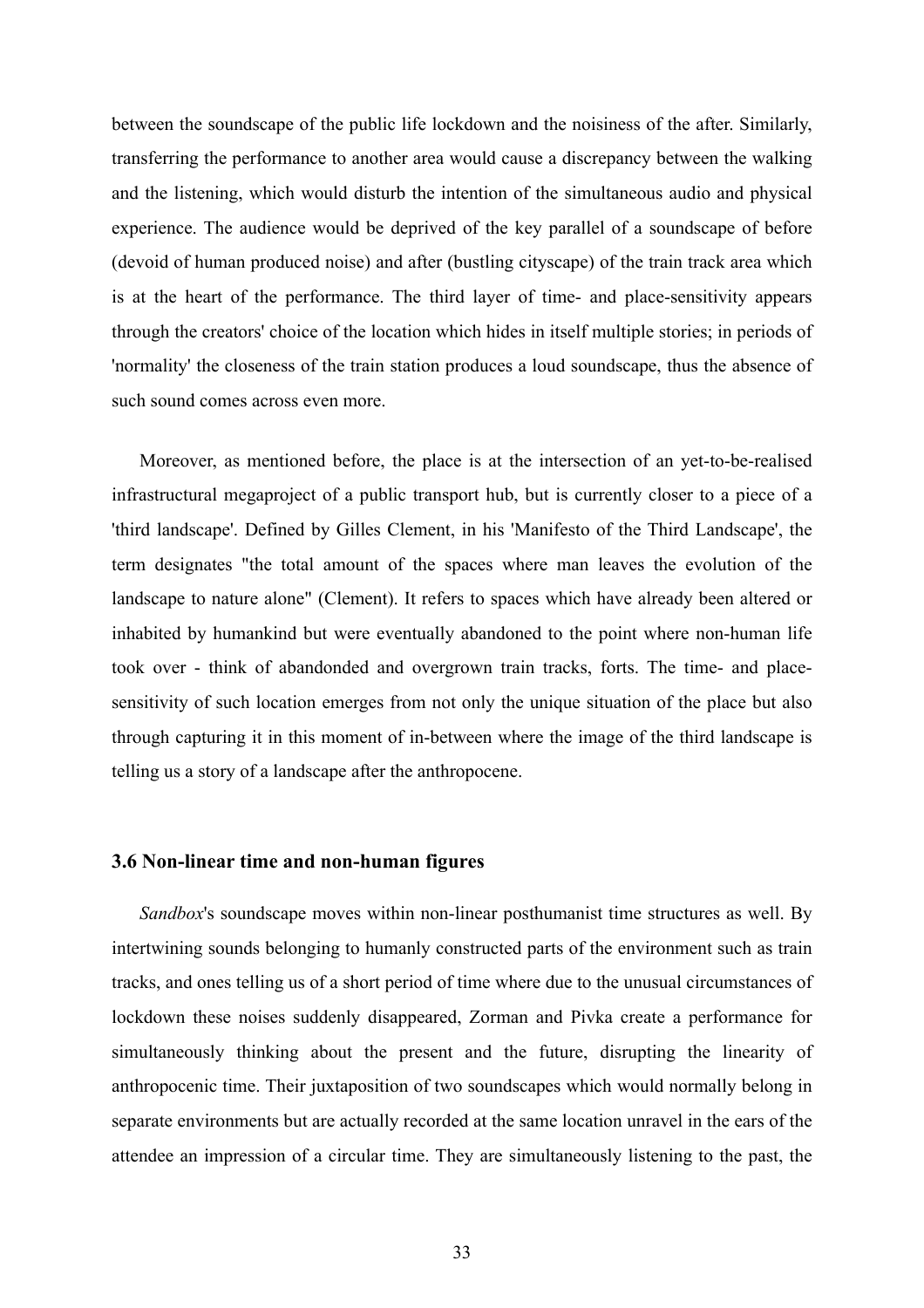between the soundscape of the public life lockdown and the noisiness of the after. Similarly, transferring the performance to another area would cause a discrepancy between the walking and the listening, which would disturb the intention of the simultaneous audio and physical experience. The audience would be deprived of the key parallel of a soundscape of before (devoid of human produced noise) and after (bustling cityscape) of the train track area which is at the heart of the performance. The third layer of time- and place-sensitivity appears through the creators' choice of the location which hides in itself multiple stories; in periods of 'normality' the closeness of the train station produces a loud soundscape, thus the absence of such sound comes across even more.

Moreover, as mentioned before, the place is at the intersection of an yet-to-be-realised infrastructural megaproject of a public transport hub, but is currently closer to a piece of a 'third landscape'. Defined by Gilles Clement, in his 'Manifesto of the Third Landscape', the term designates "the total amount of the spaces where man leaves the evolution of the landscape to nature alone" (Clement). It refers to spaces which have already been altered or inhabited by humankind but were eventually abandoned to the point where non-human life took over - think of abandonded and overgrown train tracks, forts. The time- and place-sensitivity of such location emerges from not only the unique situation of the place but also through capturing it in this moment of in-between where the image of the third landscape is telling us a story of a landscape after the anthropocene.

### 3.6 Non-linear time and non-human figures

*Sandbox*'s soundscape moves within non-linear posthumanist time structures as well. By intertwining sounds belonging to humanly constructed parts of the environment such as train tracks, and ones telling us of a short period of time where due to the unusual circumstances of lockdown these noises suddenly disappeared, Zorman and Pivka create a performance for simultaneously thinking about the present and the future, disrupting the linearity of anthropocenic time. Their juxtaposition of two soundscapes which would normally belong in separate environments but are actually recorded at the same location unravel in the ears of the attendee an impression of a circular time. They are simultaneously listening to the past, the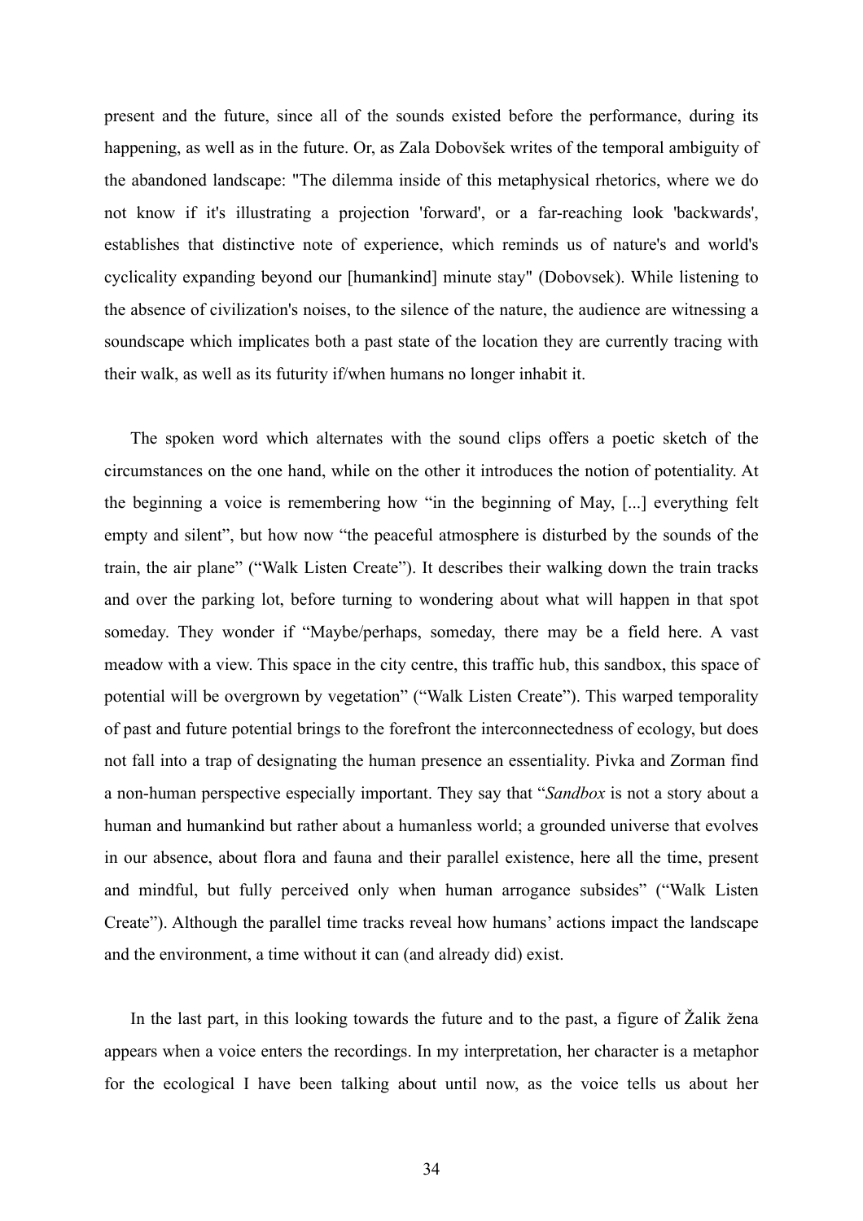present and the future, since all of the sounds existed before the performance, during its happening, as well as in the future. Or, as Zala Dobovšek writes of the temporal ambiguity of the abandoned landscape: "The dilemma inside of this metaphysical rhetorics, where we do not know if it's illustrating a projection 'forward', or a far-reaching look 'backwards', establishes that distinctive note of experience, which reminds us of nature's and world's cyclicality expanding beyond our [humankind] minute stay" (Dobovsek). While listening to the absence of civilization's noises, to the silence of the nature, the audience are witnessing a soundscape which implicates both a past state of the location they are currently tracing with their walk, as well as its futurity if/when humans no longer inhabit it.

The spoken word which alternates with the sound clips offers a poetic sketch of the circumstances on the one hand, while on the other it introduces the notion of potentiality. At the beginning a voice is remembering how "in the beginning of May, [...] everything felt empty and silent", but how now "the peaceful atmosphere is disturbed by the sounds of the train, the air plane" ("Walk Listen Create"). It describes their walking down the train tracks and over the parking lot, before turning to wondering about what will happen in that spot someday. They wonder if "Maybe/perhaps, someday, there may be a field here. A vast meadow with a view. This space in the city centre, this traffic hub, this sandbox, this space of potential will be overgrown by vegetation" ("Walk Listen Create"). This warped temporality of past and future potential brings to the forefront the interconnectedness of ecology, but does not fall into a trap of designating the human presence an essentiality. Pivka and Zorman find a non-human perspective especially important. They say that "*Sandbox* is not a story about a human and humankind but rather about a humanless world; a grounded universe that evolves in our absence, about flora and fauna and their parallel existence, here all the time, present and mindful, but fully perceived only when human arrogance subsides" ("Walk Listen Create"). Although the parallel time tracks reveal how humans' actions impact the landscape and the environment, a time without it can (and already did) exist.

In the last part, in this looking towards the future and to the past, a figure of Žalik žena appears when a voice enters the recordings. In my interpretation, her character is a metaphor for the ecological I have been talking about until now, as the voice tells us about her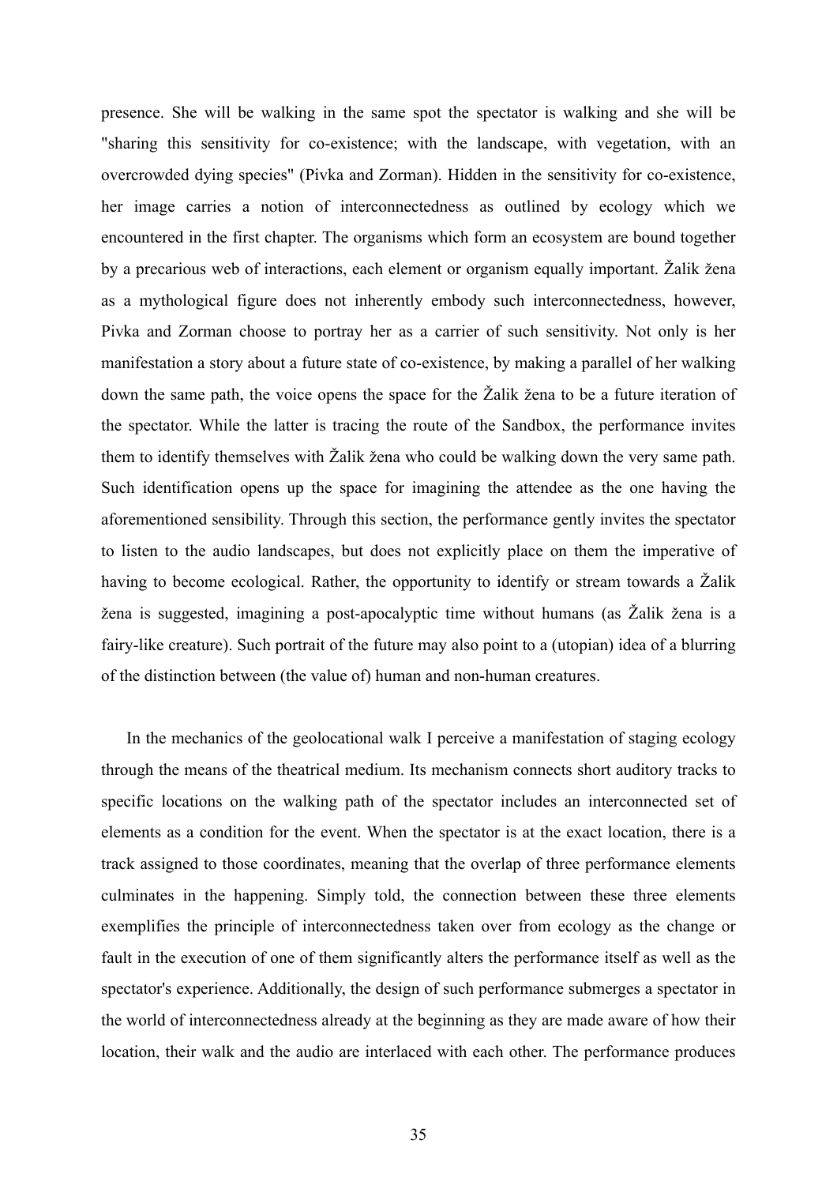presence. She will be walking in the same spot the spectator is walking and she will be "sharing this sensitivity for co-existence; with the landscape, with vegetation, with an overcrowded dying species" (Pivka and Zorman). Hidden in the sensitivity for co-existence, her image carries a notion of interconnectedness as outlined by ecology which we encountered in the first chapter. The organisms which form an ecosystem are bound together by a precarious web of interactions, each element or organism equally important. Žalik žena as a mythological figure does not inherently embody such interconnectedness, however, Pivka and Zorman choose to portray her as a carrier of such sensitivity. Not only is her manifestation a story about a future state of co-existence, by making a parallel of her walking down the same path, the voice opens the space for the Žalik žena to be a future iteration of the spectator. While the latter is tracing the route of the Sandbox, the performance invites them to identify themselves with Žalik žena who could be walking down the very same path. Such identification opens up the space for imagining the attendee as the one having the aforementioned sensibility. Through this section, the performance gently invites the spectator to listen to the audio landscapes, but does not explicitly place on them the imperative of having to become ecological. Rather, the opportunity to identify or stream towards a Žalik žena is suggested, imagining a post-apocalyptic time without humans (as Žalik žena is a fairy-like creature). Such portrait of the future may also point to a (utopian) idea of a blurring of the distinction between (the value of) human and non-human creatures.

In the mechanics of the geolocational walk I perceive a manifestation of staging ecology through the means of the theatrical medium. Its mechanism connects short auditory tracks to specific locations on the walking path of the spectator includes an interconnected set of elements as a condition for the event. When the spectator is at the exact location, there is a track assigned to those coordinates, meaning that the overlap of three performance elements culminates in the happening. Simply told, the connection between these three elements exemplifies the principle of interconnectedness taken over from ecology as the change or fault in the execution of one of them significantly alters the performance itself as well as the spectator's experience. Additionally, the design of such performance submerges a spectator in the world of interconnectedness already at the beginning as they are made aware of how their location, their walk and the audio are interlaced with each other. The performance produces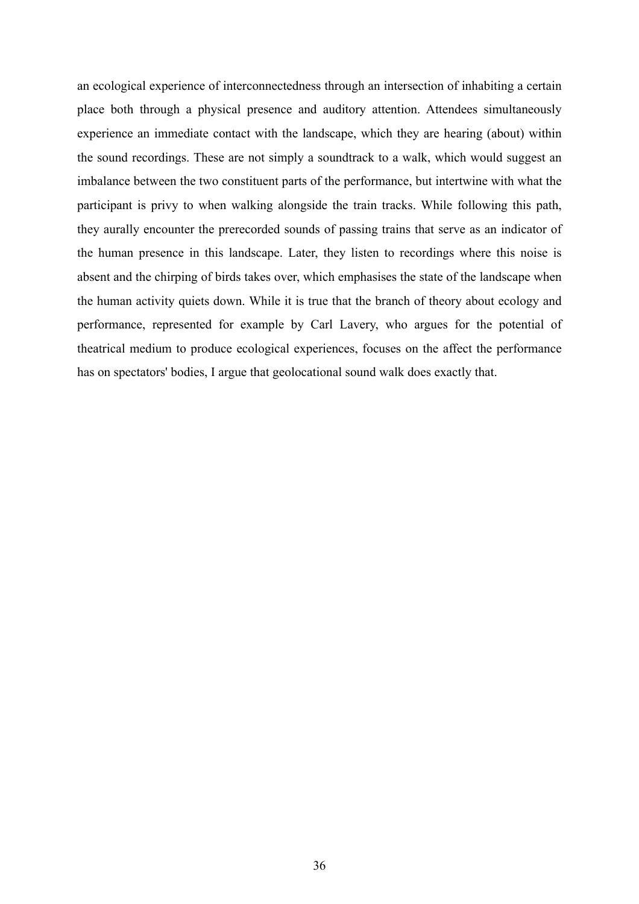an ecological experience of interconnectedness through an intersection of inhabiting a certain place both through a physical presence and auditory attention. Attendees simultaneously experience an immediate contact with the landscape, which they are hearing (about) within the sound recordings. These are not simply a soundtrack to a walk, which would suggest an imbalance between the two constituent parts of the performance, but intertwine with what the participant is privy to when walking alongside the train tracks. While following this path, they aurally encounter the prerecorded sounds of passing trains that serve as an indicator of the human presence in this landscape. Later, they listen to recordings where this noise is absent and the chirping of birds takes over, which emphasises the state of the landscape when the human activity quiets down. While it is true that the branch of theory about ecology and performance, represented for example by Carl Lavery, who argues for the potential of theatrical medium to produce ecological experiences, focuses on the affect the performance has on spectators' bodies, I argue that geolocational sound walk does exactly that.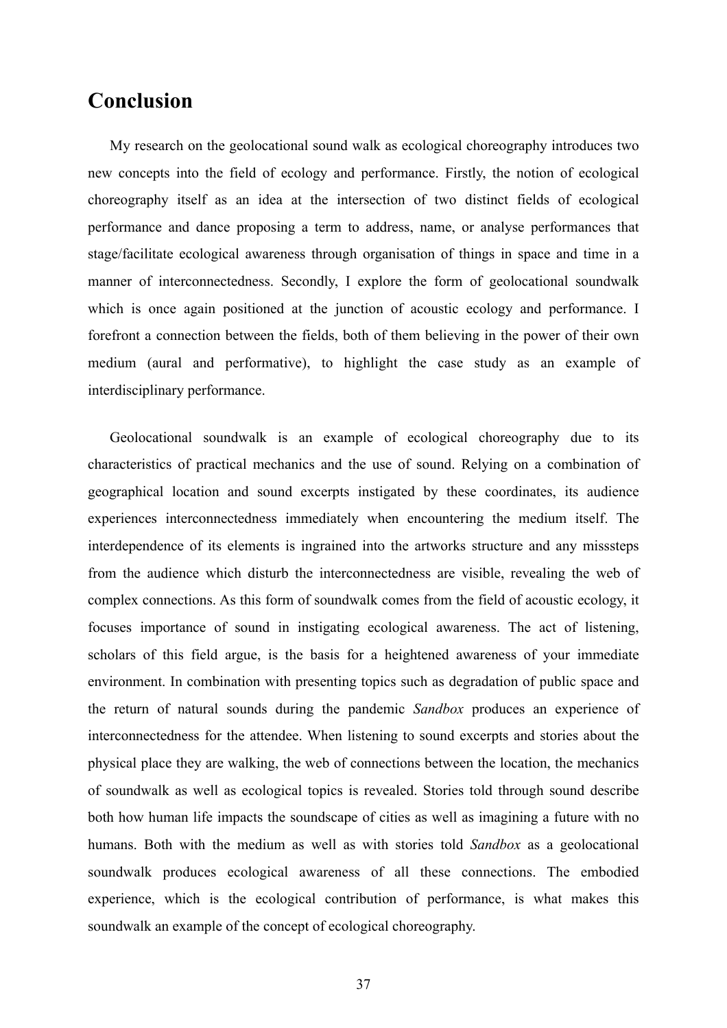# Conclusion

My research on the geolocational sound walk as ecological choreography introduces two new concepts into the field of ecology and performance. Firstly, the notion of ecological choreography itself as an idea at the intersection of two distinct fields of ecological performance and dance proposing a term to address, name, or analyse performances that stage/facilitate ecological awareness through organisation of things in space and time in a manner of interconnectedness. Secondly, I explore the form of geolocational soundwalk which is once again positioned at the junction of acoustic ecology and performance. I forefront a connection between the fields, both of them believing in the power of their own medium (aural and performative), to highlight the case study as an example of interdisciplinary performance.

Geolocational soundwalk is an example of ecological choreography due to its characteristics of practical mechanics and the use of sound. Relying on a combination of geographical location and sound excerpts instigated by these coordinates, its audience experiences interconnectedness immediately when encountering the medium itself. The interdependence of its elements is ingrained into the artworks structure and any misssteps from the audience which disturb the interconnectedness are visible, revealing the web of complex connections. As this form of soundwalk comes from the field of acoustic ecology, it focuses importance of sound in instigating ecological awareness. The act of listening, scholars of this field argue, is the basis for a heightened awareness of your immediate environment. In combination with presenting topics such as degradation of public space and the return of natural sounds during the pandemic *Sandbox* produces an experience of interconnectedness for the attendee. When listening to sound excerpts and stories about the physical place they are walking, the web of connections between the location, the mechanics of soundwalk as well as ecological topics is revealed. Stories told through sound describe both how human life impacts the soundscape of cities as well as imagining a future with no humans. Both with the medium as well as with stories told *Sandbox* as a geolocational soundwalk produces ecological awareness of all these connections. The embodied experience, which is the ecological contribution of performance, is what makes this soundwalk an example of the concept of ecological choreography.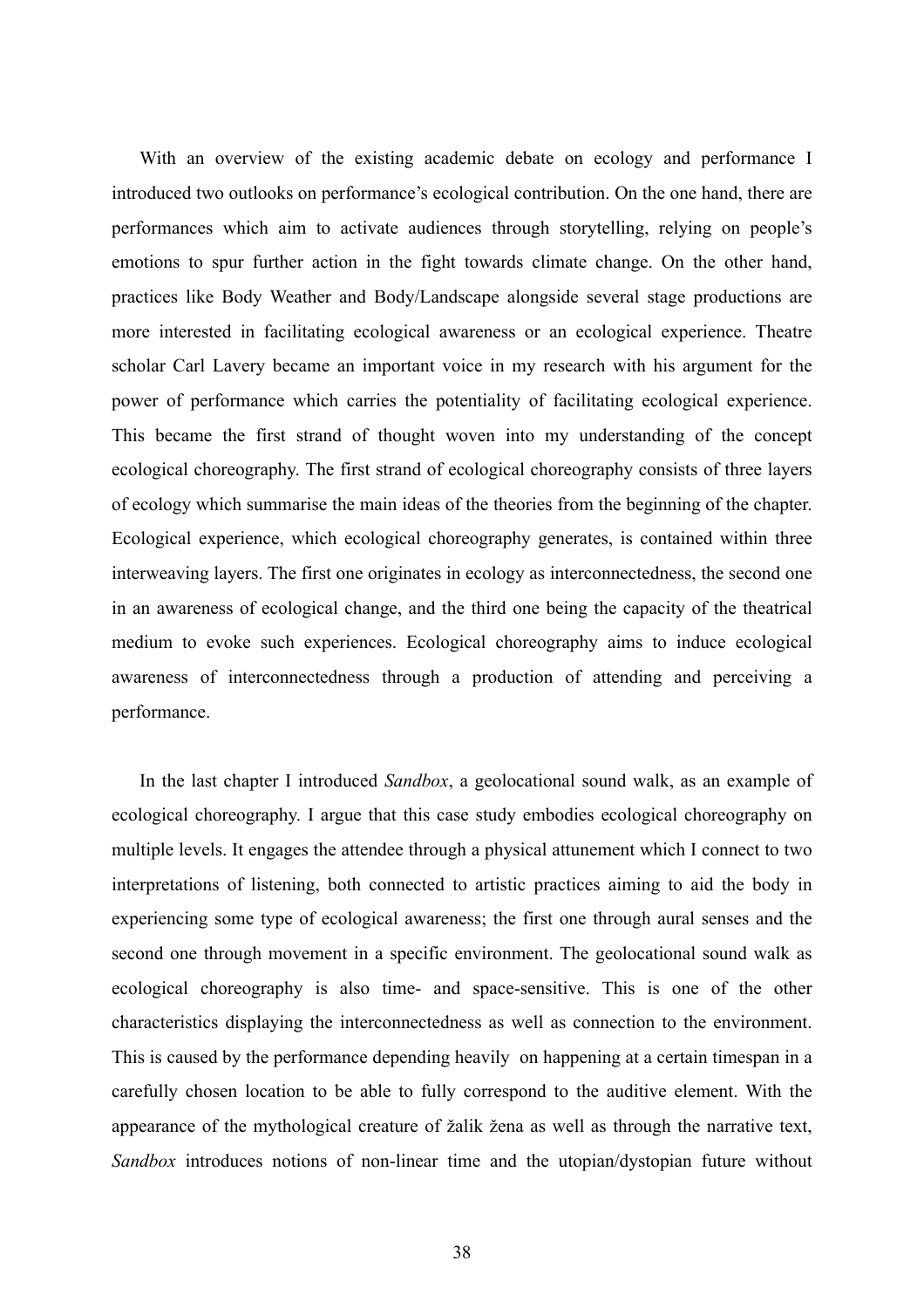With an overview of the existing academic debate on ecology and performance I introduced two outlooks on performance's ecological contribution. On the one hand, there are performances which aim to activate audiences through storytelling, relying on people's emotions to spur further action in the fight towards climate change. On the other hand, practices like Body Weather and Body/Landscape alongside several stage productions are more interested in facilitating ecological awareness or an ecological experience. Theatre scholar Carl Lavery became an important voice in my research with his argument for the power of performance which carries the potentiality of facilitating ecological experience. This became the first strand of thought woven into my understanding of the concept ecological choreography. The first strand of ecological choreography consists of three layers of ecology which summarise the main ideas of the theories from the beginning of the chapter. Ecological experience, which ecological choreography generates, is contained within three interweaving layers. The first one originates in ecology as interconnectedness, the second one in an awareness of ecological change, and the third one being the capacity of the theatrical medium to evoke such experiences. Ecological choreography aims to induce ecological awareness of interconnectedness through a production of attending and perceiving a performance.

In the last chapter I introduced *Sandbox*, a geolocational sound walk, as an example of ecological choreography. I argue that this case study embodies ecological choreography on multiple levels. It engages the attendee through a physical attunement which I connect to two interpretations of listening, both connected to artistic practices aiming to aid the body in experiencing some type of ecological awareness; the first one through aural senses and the second one through movement in a specific environment. The geolocational sound walk as ecological choreography is also time- and space-sensitive. This is one of the other characteristics displaying the interconnectedness as well as connection to the environment. This is caused by the performance depending heavily on happening at a certain timespan in a carefully chosen location to be able to fully correspond to the auditive element. With the appearance of the mythological creature of žalik žena as well as through the narrative text, *Sandbox* introduces notions of non-linear time and the utopian/dystopian future without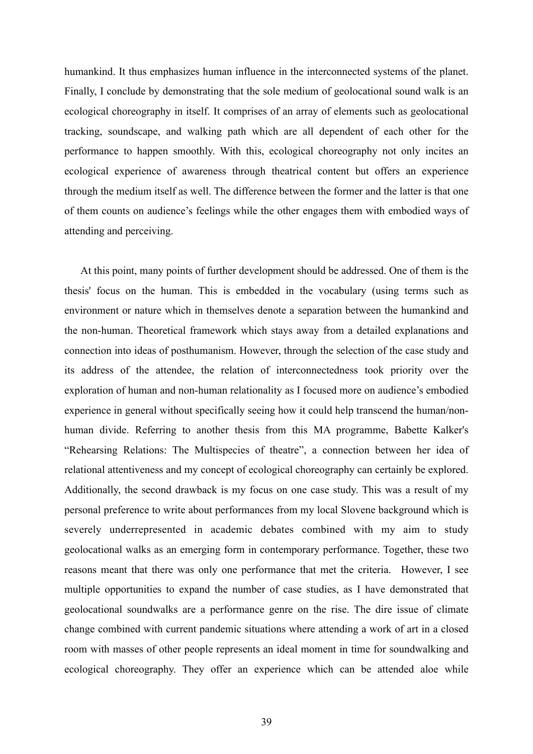humankind. It thus emphasizes human influence in the interconnected systems of the planet. Finally, I conclude by demonstrating that the sole medium of geolocational sound walk is an ecological choreography in itself. It comprises of an array of elements such as geolocational tracking, soundscape, and walking path which are all dependent of each other for the performance to happen smoothly. With this, ecological choreography not only incites an ecological experience of awareness through theatrical content but offers an experience through the medium itself as well. The difference between the former and the latter is that one of them counts on audience's feelings while the other engages them with embodied ways of attending and perceiving.

At this point, many points of further development should be addressed. One of them is the thesis' focus on the human. This is embedded in the vocabulary (using terms such as environment or nature which in themselves denote a separation between the humankind and the non-human. Theoretical framework which stays away from a detailed explanations and connection into ideas of posthumanism. However, through the selection of the case study and its address of the attendee, the relation of interconnectedness took priority over the exploration of human and non-human relationality as I focused more on audience's embodied experience in general without specifically seeing how it could help transcend the human/non-human divide. Referring to another thesis from this MA programme, Babette Kalker's "Rehearsing Relations: The Multispecies of theatre", a connection between her idea of relational attentiveness and my concept of ecological choreography can certainly be explored. Additionally, the second drawback is my focus on one case study. This was a result of my personal preference to write about performances from my local Slovene background which is severely underrepresented in academic debates combined with my aim to study geolocational walks as an emerging form in contemporary performance. Together, these two reasons meant that there was only one performance that met the criteria. However, I see multiple opportunities to expand the number of case studies, as I have demonstrated that geolocational soundwalks are a performance genre on the rise. The dire issue of climate change combined with current pandemic situations where attending a work of art in a closed room with masses of other people represents an ideal moment in time for soundwalking and ecological choreography. They offer an experience which can be attended aloe while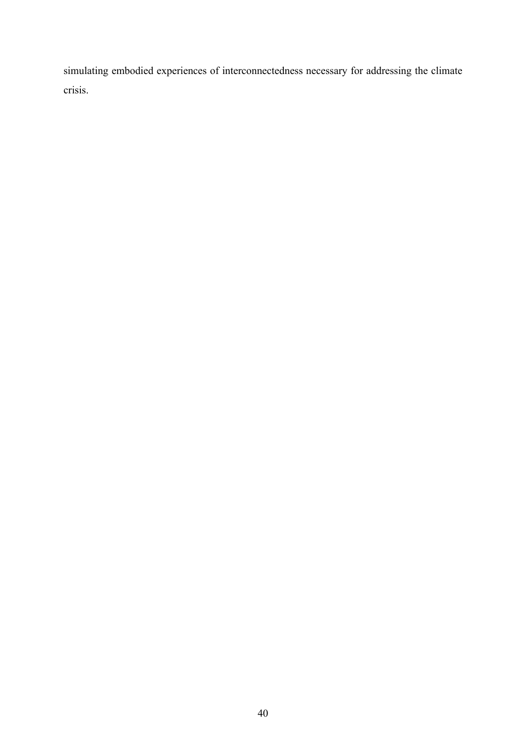simulating embodied experiences of interconnectedness necessary for addressing the climate crisis.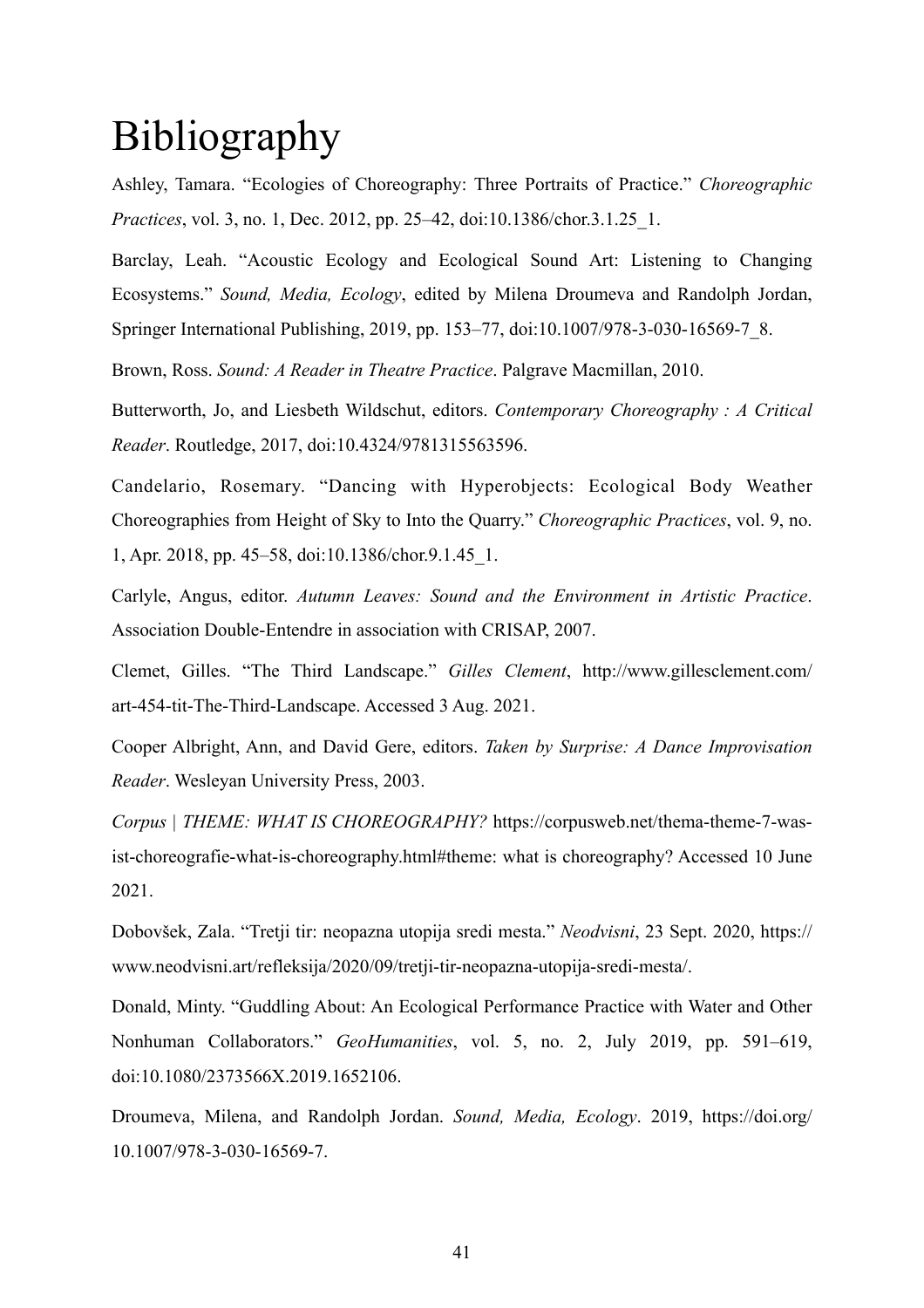# Bibliography

Ashley, Tamara. “Ecologies of Choreography: Three Portraits of Practice.” *Choreographic Practices*, vol. 3, no. 1, Dec. 2012, pp. 25–42, doi:10.1386/chor.3.1.25_1.

Barclay, Leah. “Acoustic Ecology and Ecological Sound Art: Listening to Changing Ecosystems.” *Sound, Media, Ecology*, edited by Milena Droumeva and Randolph Jordan, Springer International Publishing, 2019, pp. 153–77, doi:10.1007/978-3-030-16569-7_8.

Brown, Ross. *Sound: A Reader in Theatre Practice*. Palgrave Macmillan, 2010.

Butterworth, Jo, and Liesbeth Wildschut, editors. *Contemporary Choreography : A Critical Reader*. Routledge, 2017, doi:10.4324/9781315563596.

Candelario, Rosemary. “Dancing with Hyperobjects: Ecological Body Weather Choreographies from Height of Sky to Into the Quarry.” *Choreographic Practices*, vol. 9, no. 1, Apr. 2018, pp. 45–58, doi:10.1386/chor.9.1.45_1.

Carlyle, Angus, editor. *Autumn Leaves: Sound and the Environment in Artistic Practice*. Association Double-Entendre in association with CRISAP, 2007.

Clemet, Gilles. “The Third Landscape.” *Gilles Clement*, http://www.gillesclement.com/art-454-tit-The-Third-Landscape. Accessed 3 Aug. 2021.

Cooper Albright, Ann, and David Gere, editors. *Taken by Surprise: A Dance Improvisation Reader*. Wesleyan University Press, 2003.

*Corpus | THEME: WHAT IS CHOREOGRAPHY?* https://corpusweb.net/thema-theme-7-was-ist-choreografie-what-is-choreography.html#theme: what is choreography? Accessed 10 June 2021.

Dobovšek, Zala. “Tretji tir: neopazna utopija sredi mesta.” *Neodvisni*, 23 Sept. 2020, https://www.neodvisni.art/refleksija/2020/09/tretji-tir-neopazna-utopija-sredi-mesta/.

Donald, Minty. “Guddling About: An Ecological Performance Practice with Water and Other Nonhuman Collaborators.” *GeoHumanities*, vol. 5, no. 2, July 2019, pp. 591–619, doi:10.1080/2373566X.2019.1652106.

Droumeva, Milena, and Randolph Jordan. *Sound, Media, Ecology*. 2019, https://doi.org/10.1007/978-3-030-16569-7.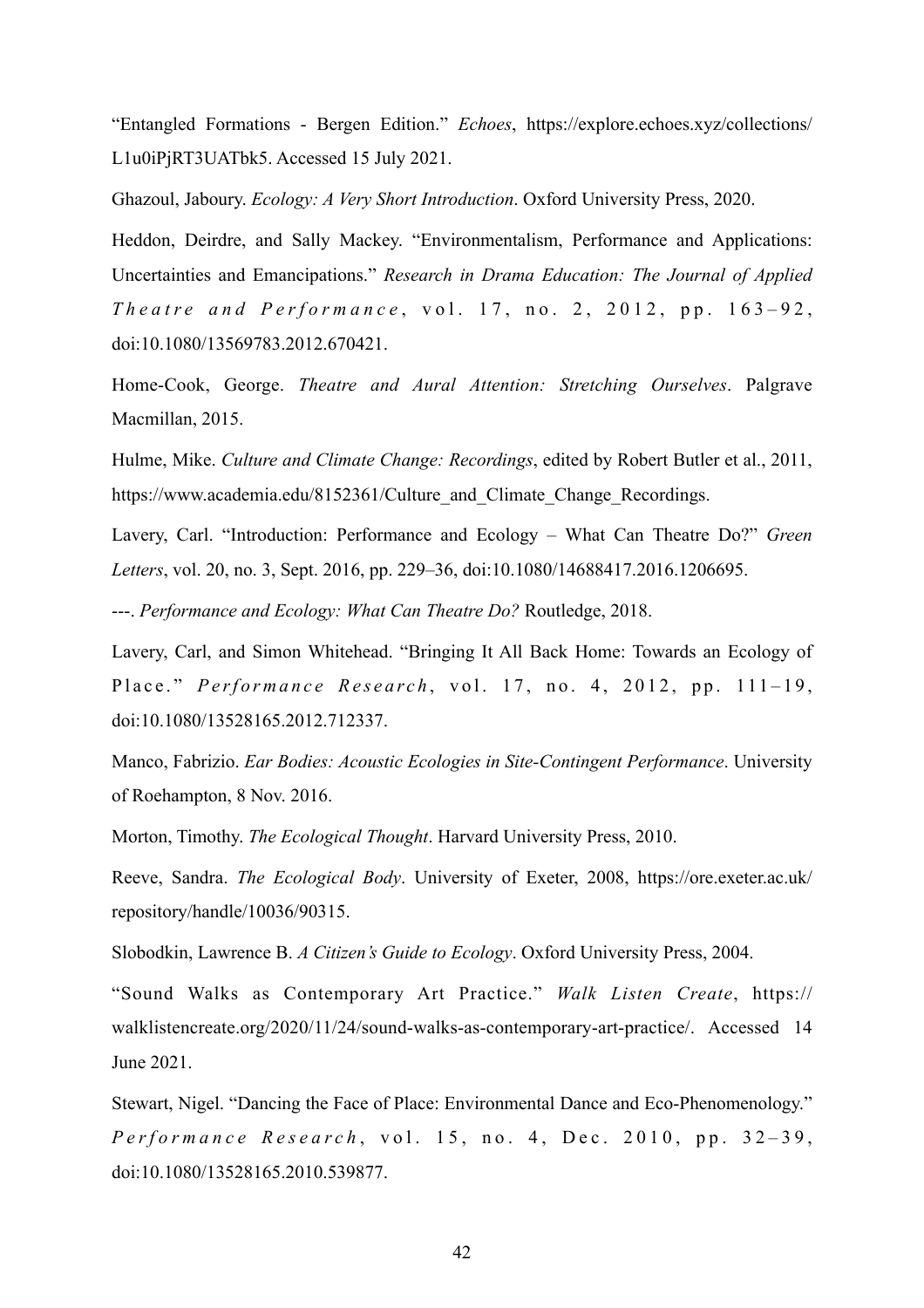"Entangled Formations - Bergen Edition." *Echoes*, https://explore.echoes.xyz/collections/L1u0iPjRT3UATbk5. Accessed 15 July 2021.

Ghazoul, Jaboury. *Ecology: A Very Short Introduction*. Oxford University Press, 2020.

Heddon, Deirdre, and Sally Mackey. "Environmentalism, Performance and Applications: Uncertainties and Emancipations." *Research in Drama Education: The Journal of Applied Theatre and Performance*, vol. 17, no. 2, 2012, pp. 163–92, doi:10.1080/13569783.2012.670421.

Home-Cook, George. *Theatre and Aural Attention: Stretching Ourselves*. Palgrave Macmillan, 2015.

Hulme, Mike. *Culture and Climate Change: Recordings*, edited by Robert Butler et al., 2011, https://www.academia.edu/8152361/Culture_and_Climate_Change_Recordings.

Lavery, Carl. "Introduction: Performance and Ecology – What Can Theatre Do?" *Green Letters*, vol. 20, no. 3, Sept. 2016, pp. 229–36, doi:10.1080/14688417.2016.1206695.

---. *Performance and Ecology: What Can Theatre Do?* Routledge, 2018.

Lavery, Carl, and Simon Whitehead. "Bringing It All Back Home: Towards an Ecology of Place." *Performance Research*, vol. 17, no. 4, 2012, pp. 111–19, doi:10.1080/13528165.2012.712337.

Manco, Fabrizio. *Ear Bodies: Acoustic Ecologies in Site-Contingent Performance*. University of Roehampton, 8 Nov. 2016.

Morton, Timothy. *The Ecological Thought*. Harvard University Press, 2010.

Reeve, Sandra. *The Ecological Body*. University of Exeter, 2008, https://ore.exeter.ac.uk/repository/handle/10036/90315.

Slobodkin, Lawrence B. *A Citizen's Guide to Ecology*. Oxford University Press, 2004.

"Sound Walks as Contemporary Art Practice." *Walk Listen Create*, https://walklistencreate.org/2020/11/24/sound-walks-as-contemporary-art-practice/. Accessed 14 June 2021.

Stewart, Nigel. "Dancing the Face of Place: Environmental Dance and Eco-Phenomenology." *Performance Research*, vol. 15, no. 4, Dec. 2010, pp. 32–39, doi:10.1080/13528165.2010.539877.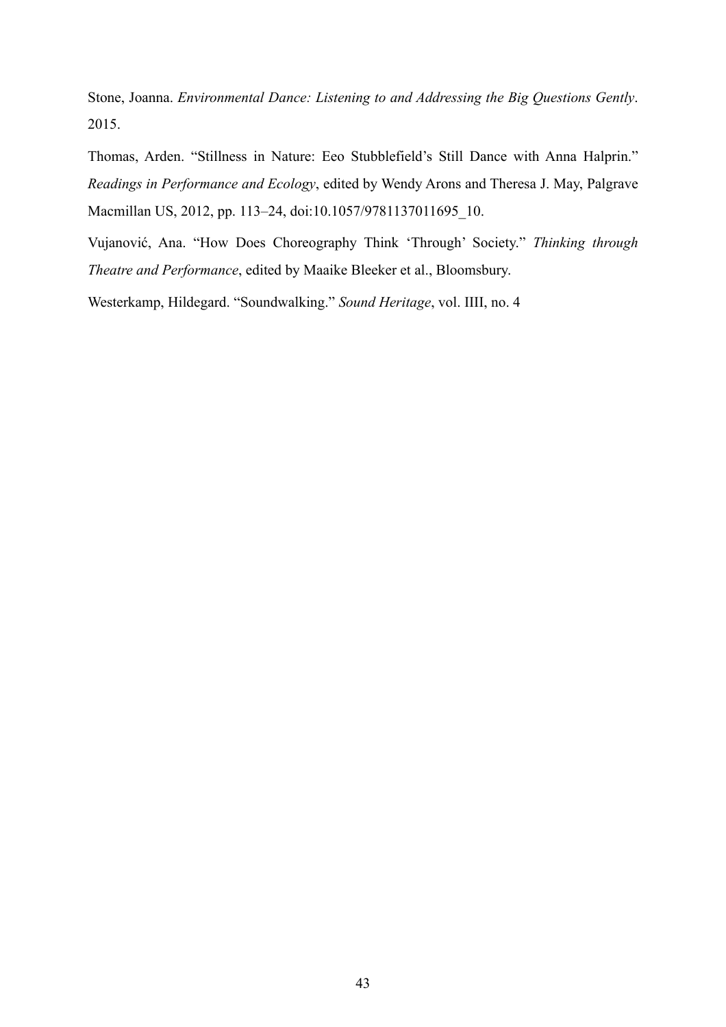Stone, Joanna. *Environmental Dance: Listening to and Addressing the Big Questions Gently*. 2015.

Thomas, Arden. "Stillness in Nature: Eeo Stubblefield's Still Dance with Anna Halprin." *Readings in Performance and Ecology*, edited by Wendy Arons and Theresa J. May, Palgrave Macmillan US, 2012, pp. 113–24, doi:10.1057/9781137011695_10.

Vujanović, Ana. "How Does Choreography Think 'Through' Society." *Thinking through Theatre and Performance*, edited by Maaike Bleeker et al., Bloomsbury.

Westerkamp, Hildegard. "Soundwalking." *Sound Heritage*, vol. IIII, no. 4